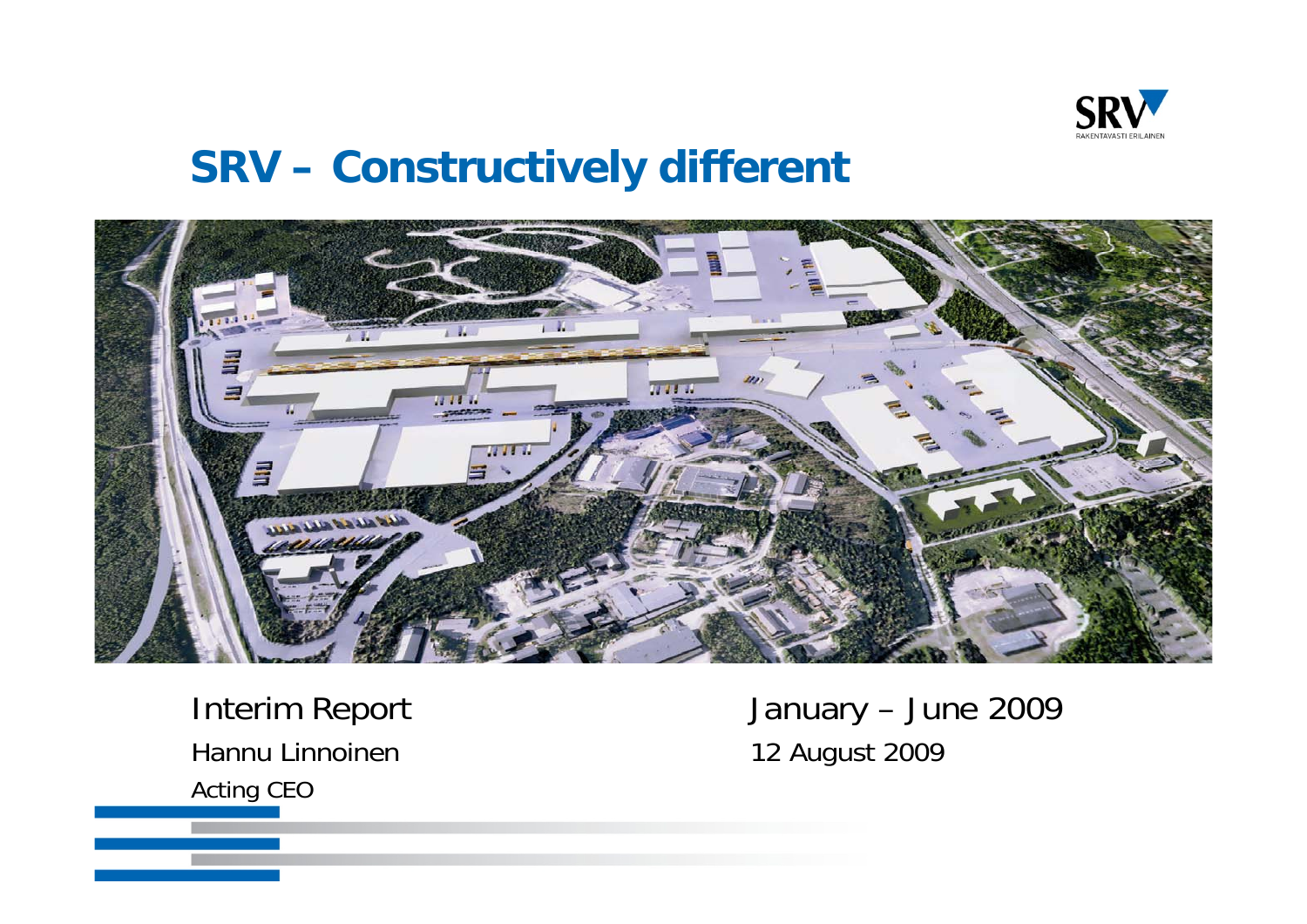SRV
RAKENTAVASTI ERILAINEN

# SRV – Constructively different

Interim Report

Hannu Linnoinen

Acting CEO

January – June 2009

12 August 2009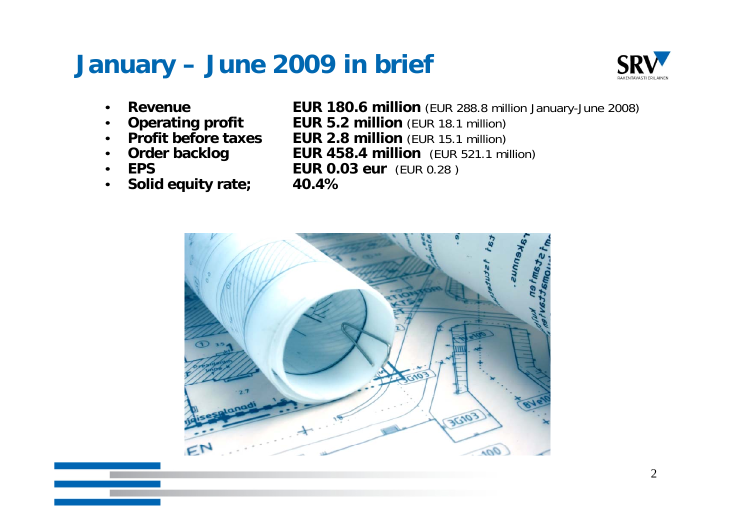# January – June 2009 in brief

- **Revenue** **EUR 180.6 million** (EUR 288.8 million January-June 2008)
- **Operating profit** **EUR 5.2 million** (EUR 18.1 million)
- **Profit before taxes** **EUR 2.8 million** (EUR 15.1 million)
- **Order backlog** **EUR 458.4 million** (EUR 521.1 million)
- **EPS** **EUR 0.03 eur** (EUR 0.28 )
- **Solid equity rate;** **40.4%**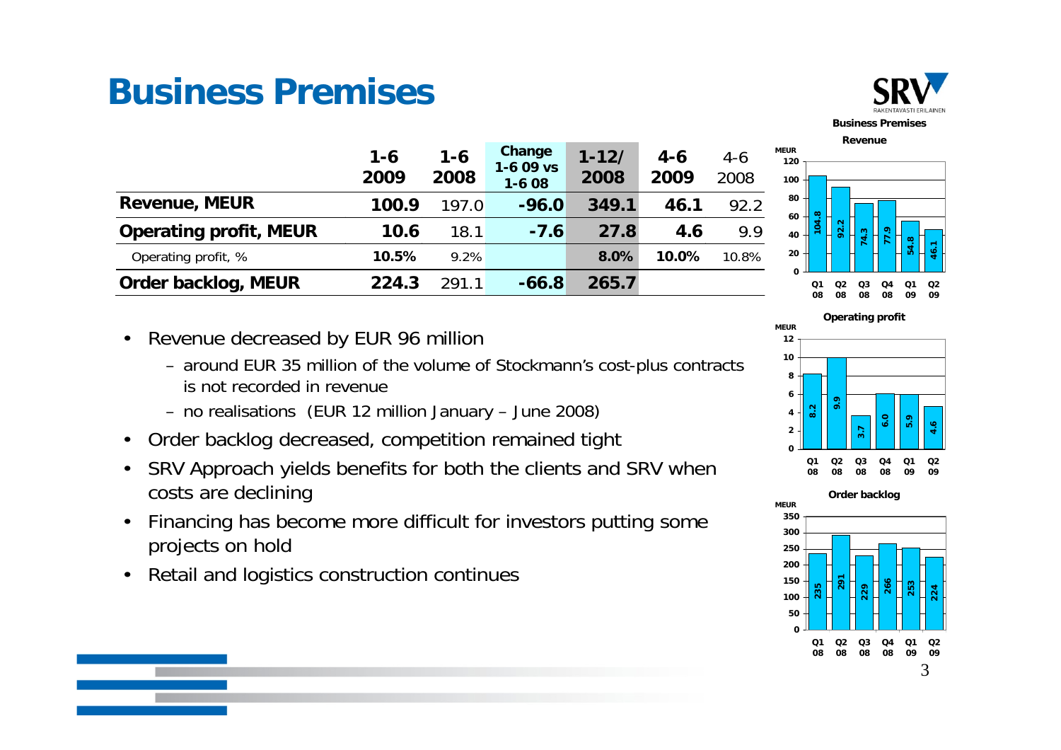# Business Premises

|  | 1-6 2009 | 1-6 2008 | Change 1-6 09 vs 1-6 08 | 1-12/ 2008 | 4-6 2009 | 4-6 2008 |
|---|---|---|---|---|---|---|
| **Revenue, MEUR** | **100.9** | 197.0 | **-96.0** | **349.1** | **46.1** | 92.2 |
| **Operating profit, MEUR** | **10.6** | 18.1 | **-7.6** | **27.8** | **4.6** | 9.9 |
| Operating profit, % | **10.5%** | 9.2% |  | **8.0%** | **10.0%** | 10.8% |
| **Order backlog, MEUR** | **224.3** | 291.1 | **-66.8** | **265.7** |  |  |

- Revenue decreased by EUR 96 million
  - around EUR 35 million of the volume of Stockmann's cost-plus contracts is not recorded in revenue
  - no realisations (EUR 12 million January – June 2008)
- Order backlog decreased, competition remained tight
- SRV Approach yields benefits for both the clients and SRV when costs are declining
- Financing has become more difficult for investors putting some projects on hold
- Retail and logistics construction continues

**Business Premises**

**Revenue** (MEUR)

| Q1 08 | Q2 08 | Q3 08 | Q4 08 | Q1 09 | Q2 09 |
|---|---|---|---|---|---|
| 104.8 | 92.2 | 74.3 | 77.9 | 54.8 | 46.1 |

**Operating profit** (MEUR)

| Q1 08 | Q2 08 | Q3 08 | Q4 08 | Q1 09 | Q2 09 |
|---|---|---|---|---|---|
| 8.2 | 9.9 | 3.7 | 6.0 | 5.9 | 4.6 |

**Order backlog** (MEUR)

| Q1 08 | Q2 08 | Q3 08 | Q4 08 | Q1 09 | Q2 09 |
|---|---|---|---|---|---|
| 235 | 291 | 229 | 266 | 253 | 224 |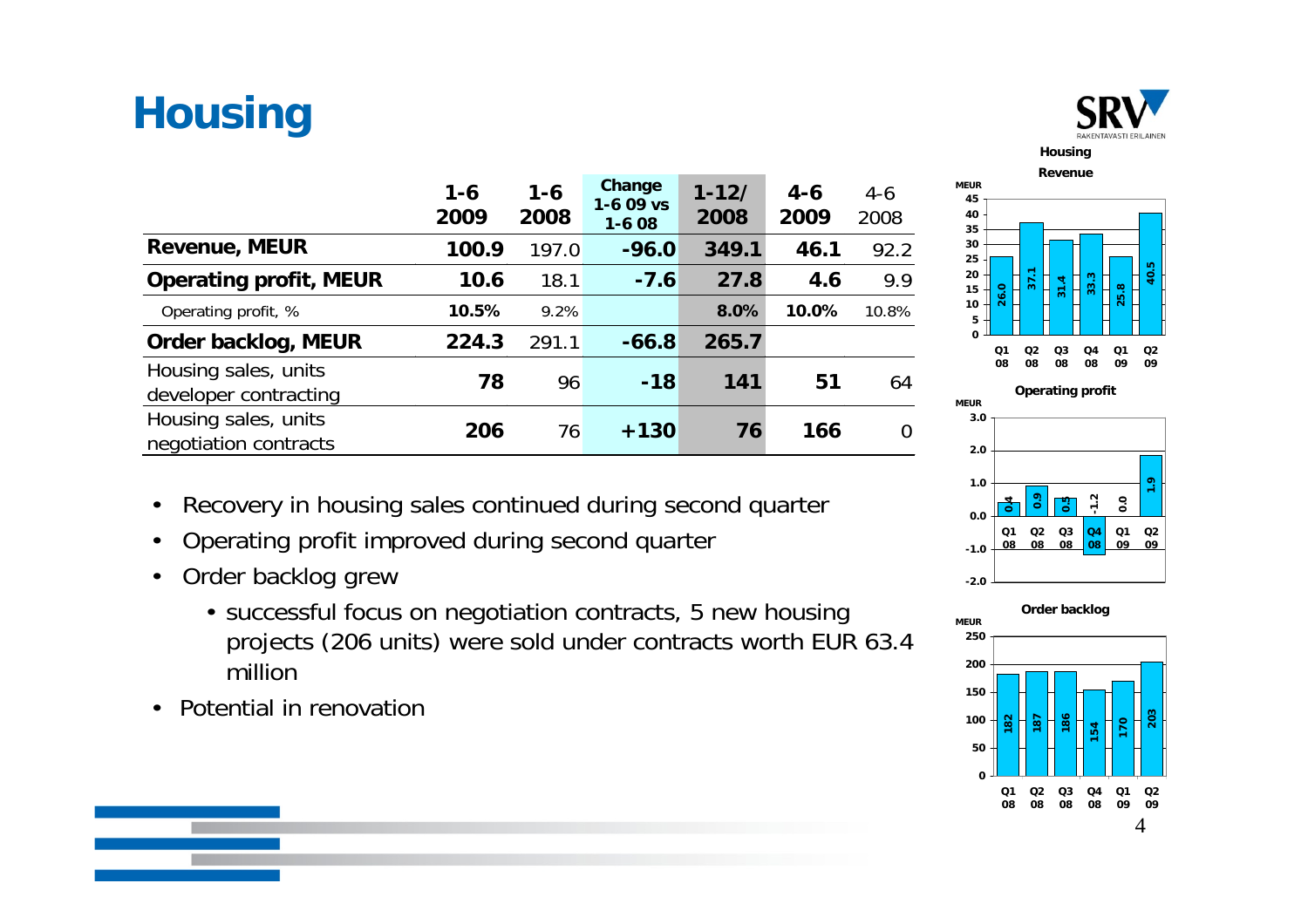# Housing

| | 1-6 2009 | 1-6 2008 | Change 1-6 09 vs 1-6 08 | 1-12/ 2008 | 4-6 2009 | 4-6 2008 |
|---|---|---|---|---|---|---|
| **Revenue, MEUR** | **100.9** | 197.0 | **-96.0** | **349.1** | **46.1** | 92.2 |
| **Operating profit, MEUR** | **10.6** | 18.1 | **-7.6** | **27.8** | **4.6** | 9.9 |
| Operating profit, % | **10.5%** | 9.2% | | **8.0%** | **10.0%** | 10.8% |
| **Order backlog, MEUR** | **224.3** | 291.1 | **-66.8** | **265.7** | | |
| Housing sales, units developer contracting | **78** | 96 | **-18** | **141** | **51** | 64 |
| Housing sales, units negotiation contracts | **206** | 76 | **+130** | **76** | **166** | 0 |

- Recovery in housing sales continued during second quarter
- Operating profit improved during second quarter
- Order backlog grew
  - successful focus on negotiation contracts, 5 new housing projects (206 units) were sold under contracts worth EUR 63.4 million
- Potential in renovation

**Housing Revenue** (MEUR)

| Q1 08 | Q2 08 | Q3 08 | Q4 08 | Q1 09 | Q2 09 |
|---|---|---|---|---|---|
| 26.0 | 37.1 | 31.4 | 33.3 | 25.8 | 40.5 |

**Operating profit** (MEUR)

| Q1 08 | Q2 08 | Q3 08 | Q4 08 | Q1 09 | Q2 09 |
|---|---|---|---|---|---|
| 0.4 | 0.9 | 0.5 | -1.2 | 0.0 | 1.9 |

**Order backlog** (MEUR)

| Q1 08 | Q2 08 | Q3 08 | Q4 08 | Q1 09 | Q2 09 |
|---|---|---|---|---|---|
| 182 | 187 | 186 | 154 | 170 | 203 |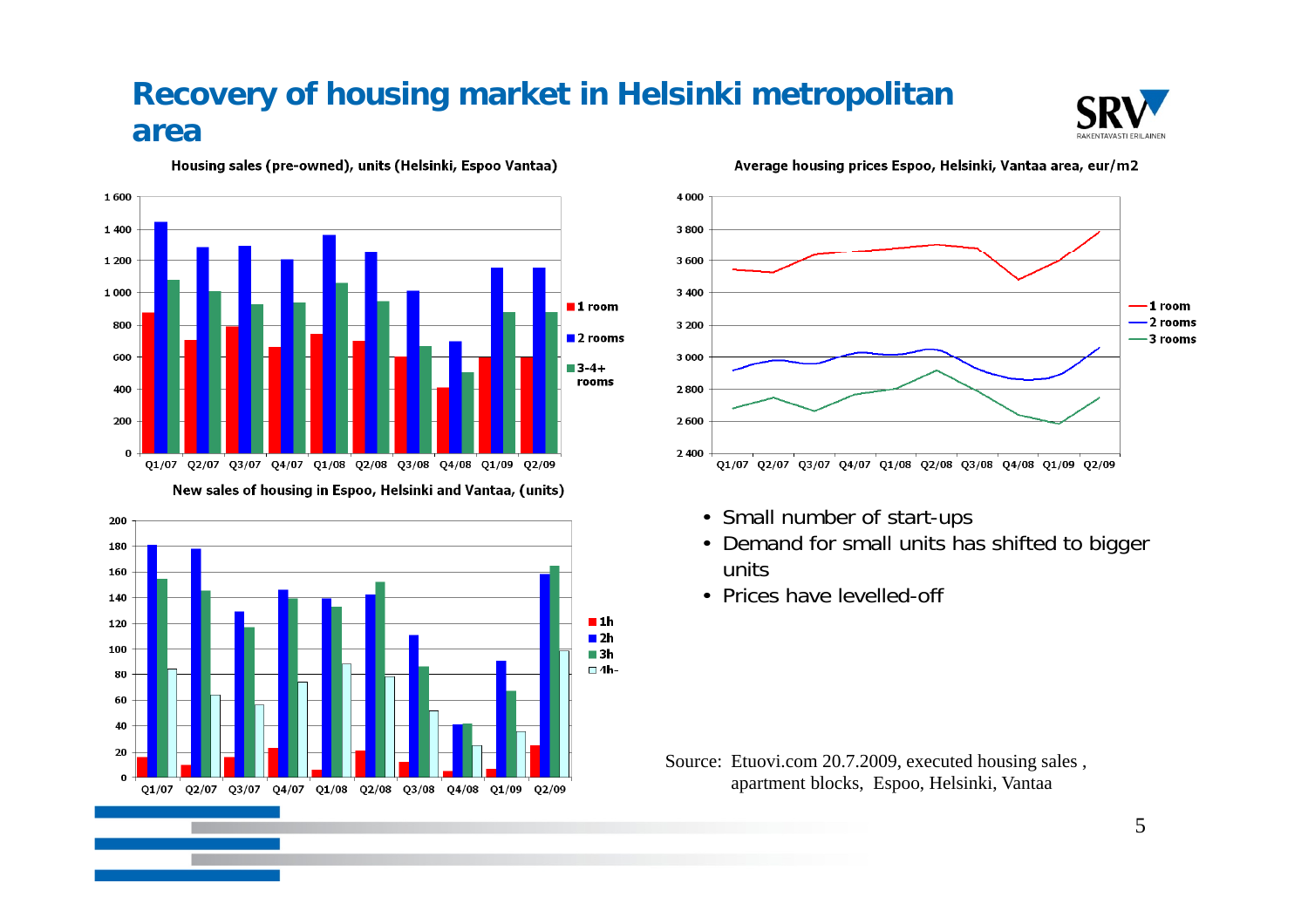# Recovery of housing market in Helsinki metropolitan area

Housing sales (pre-owned), units (Helsinki, Espoo Vantaa)

Average housing prices Espoo, Helsinki, Vantaa area, eur/m2

New sales of housing in Espoo, Helsinki and Vantaa, (units)

- Small number of start-ups
- Demand for small units has shifted to bigger units
- Prices have levelled-off

Source: Etuovi.com 20.7.2009, executed housing sales , apartment blocks, Espoo, Helsinki, Vantaa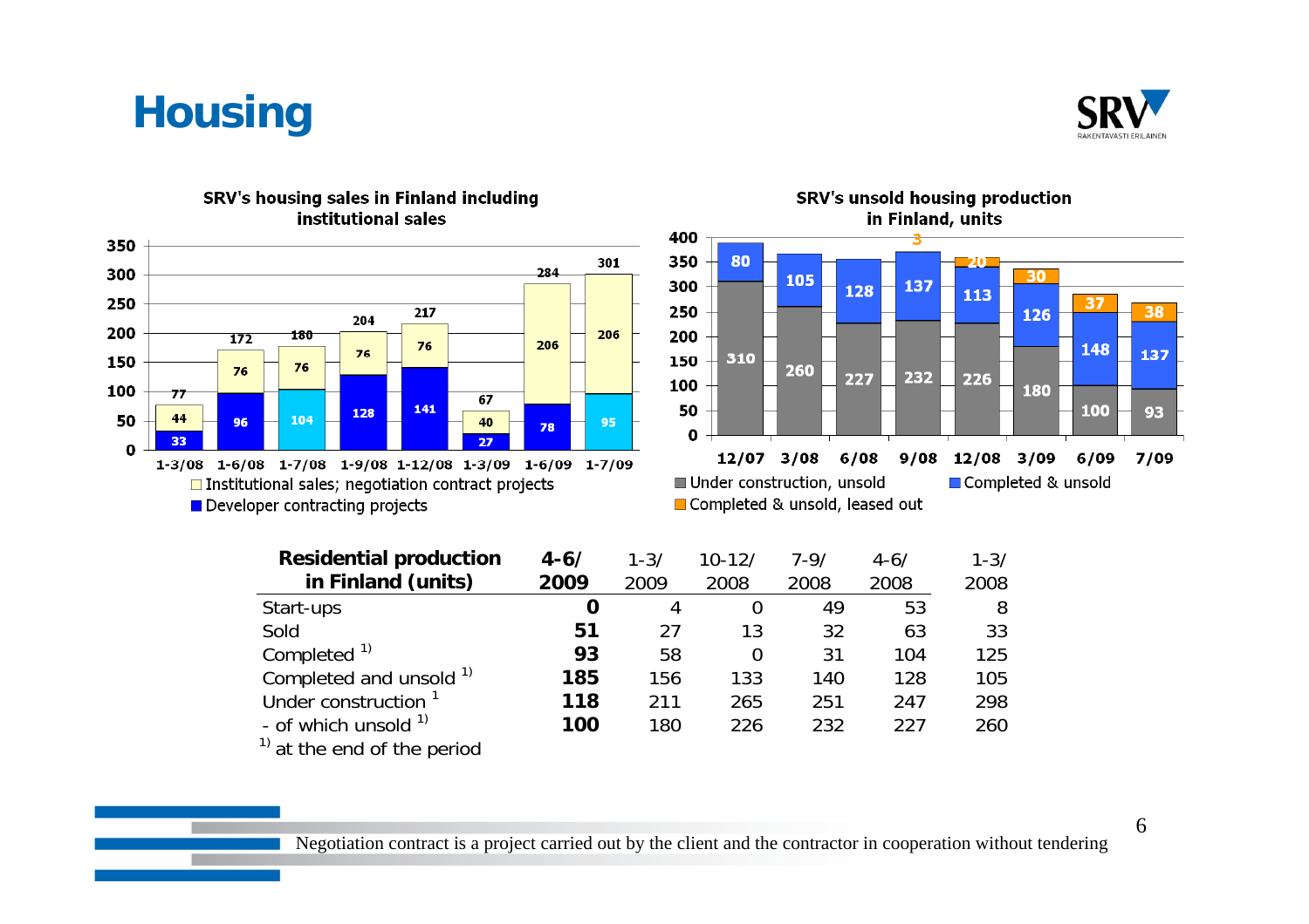# Housing

**SRV's housing sales in Finland including institutional sales**

| Period | Developer contracting projects | Institutional sales; negotiation contract projects | Total |
|---|---|---|---|
| 1-3/08 | 33 | 44 | 77 |
| 1-6/08 | 96 | 76 | 172 |
| 1-7/08 | 104 | 76 | 180 |
| 1-9/08 | 128 | 76 | 204 |
| 1-12/08 | 141 | 76 | 217 |
| 1-3/09 | 27 | 40 | 67 |
| 1-6/09 | 78 | 206 | 284 |
| 1-7/09 | 95 | 206 | 301 |

**SRV's unsold housing production in Finland, units**

| Period | Under construction, unsold | Completed & unsold | Completed & unsold, leased out |
|---|---|---|---|
| 12/07 | 310 | 80 | |
| 3/08 | 260 | 105 | |
| 6/08 | 227 | 128 | |
| 9/08 | 232 | 137 | 3 |
| 12/08 | 226 | 113 | 20 |
| 3/09 | 180 | 126 | 30 |
| 6/09 | 100 | 148 | 37 |
| 7/09 | 93 | 137 | 38 |

| Residential production in Finland (units) | **4-6/ 2009** | 1-3/ 2009 | 10-12/ 2008 | 7-9/ 2008 | 4-6/ 2008 | 1-3/ 2008 |
|---|---|---|---|---|---|---|
| Start-ups | **0** | 4 | 0 | 49 | 53 | 8 |
| Sold | **51** | 27 | 13 | 32 | 63 | 33 |
| Completed [1)] | **93** | 58 | 0 | 31 | 104 | 125 |
| Completed and unsold [1)] | **185** | 156 | 133 | 140 | 128 | 105 |
| Under construction [1] | **118** | 211 | 265 | 251 | 247 | 298 |
| - of which unsold [1)] | **100** | 180 | 226 | 232 | 227 | 260 |

[1)] at the end of the period

Negotiation contract is a project carried out by the client and the contractor in cooperation without tendering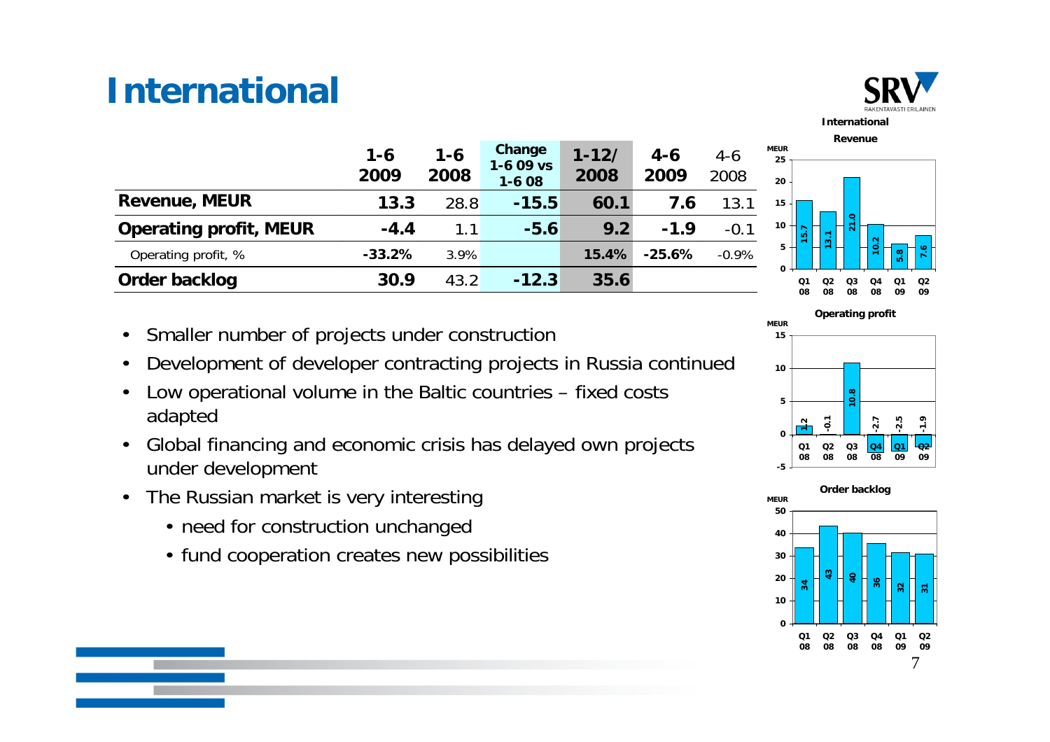# International

| | 1-6 2009 | 1-6 2008 | Change 1-6 09 vs 1-6 08 | 1-12/ 2008 | 4-6 2009 | 4-6 2008 |
|---|---|---|---|---|---|---|
| **Revenue, MEUR** | **13.3** | 28.8 | **-15.5** | **60.1** | **7.6** | 13.1 |
| **Operating profit, MEUR** | **-4.4** | 1.1 | **-5.6** | **9.2** | **-1.9** | -0.1 |
| Operating profit, % | **-33.2%** | 3.9% | | **15.4%** | **-25.6%** | -0.9% |
| **Order backlog** | **30.9** | 43.2 | **-12.3** | **35.6** | | |

- Smaller number of projects under construction
- Development of developer contracting projects in Russia continued
- Low operational volume in the Baltic countries – fixed costs adapted
- Global financing and economic crisis has delayed own projects under development
- The Russian market is very interesting
  - need for construction unchanged
  - fund cooperation creates new possibilities

**International**

**Revenue** (MEUR)

| Q1 08 | Q2 08 | Q3 08 | Q4 08 | Q1 09 | Q2 09 |
|---|---|---|---|---|---|
| 15.7 | 13.1 | 21.0 | 10.2 | 5.8 | 7.6 |

**Operating profit** (MEUR)

| Q1 08 | Q2 08 | Q3 08 | Q4 08 | Q1 09 | Q2 09 |
|---|---|---|---|---|---|
| 1.2 | -0.1 | 10.8 | -2.7 | -2.5 | -1.9 |

**Order backlog** (MEUR)

| Q1 08 | Q2 08 | Q3 08 | Q4 08 | Q1 09 | Q2 09 |
|---|---|---|---|---|---|
| 34 | 43 | 40 | 36 | 32 | 31 |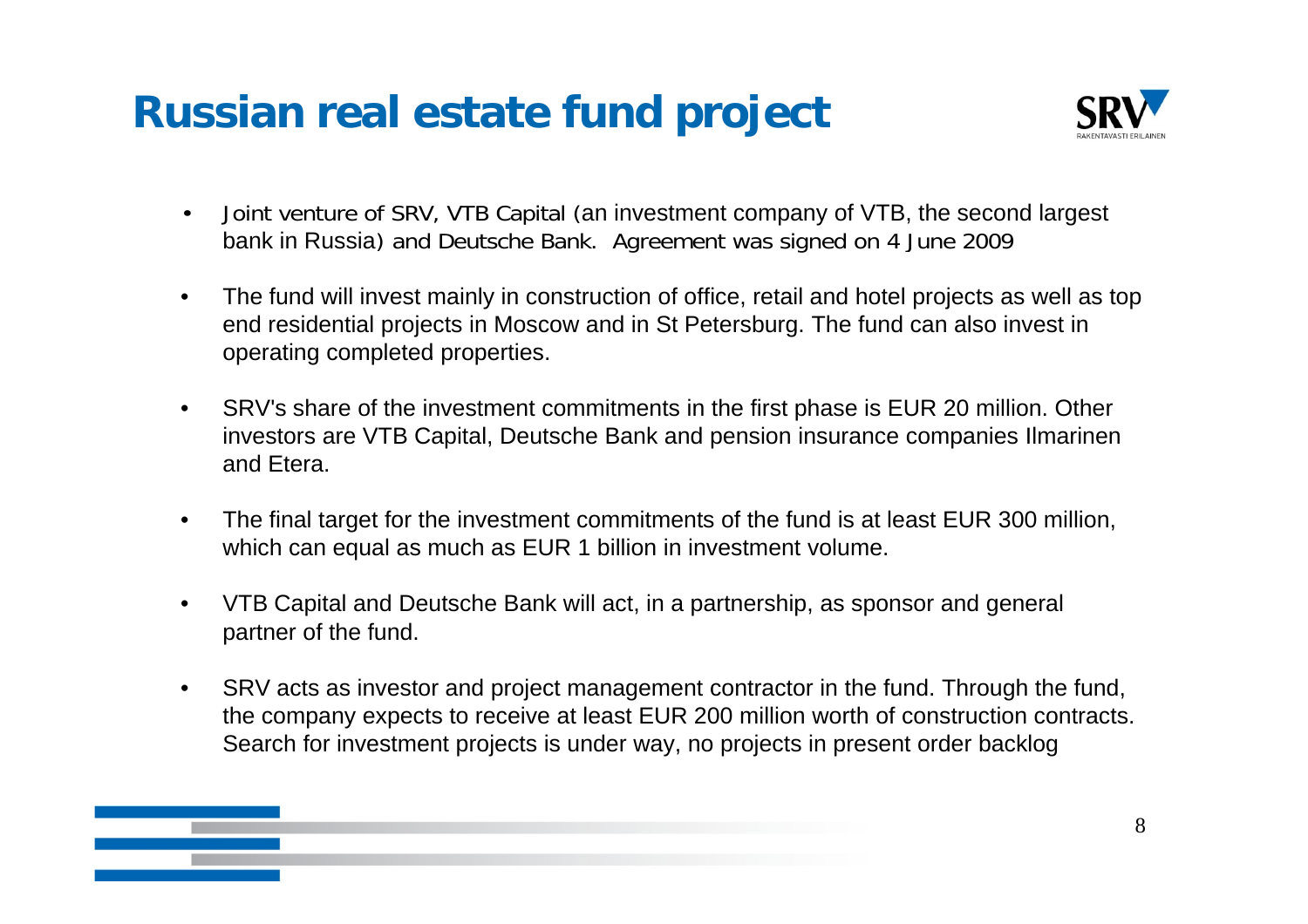# Russian real estate fund project

- Joint venture of SRV, VTB Capital (an investment company of VTB, the second largest bank in Russia) and Deutsche Bank. Agreement was signed on 4 June 2009
- The fund will invest mainly in construction of office, retail and hotel projects as well as top end residential projects in Moscow and in St Petersburg. The fund can also invest in operating completed properties.
- SRV's share of the investment commitments in the first phase is EUR 20 million. Other investors are VTB Capital, Deutsche Bank and pension insurance companies Ilmarinen and Etera.
- The final target for the investment commitments of the fund is at least EUR 300 million, which can equal as much as EUR 1 billion in investment volume.
- VTB Capital and Deutsche Bank will act, in a partnership, as sponsor and general partner of the fund.
- SRV acts as investor and project management contractor in the fund. Through the fund, the company expects to receive at least EUR 200 million worth of construction contracts. Search for investment projects is under way, no projects in present order backlog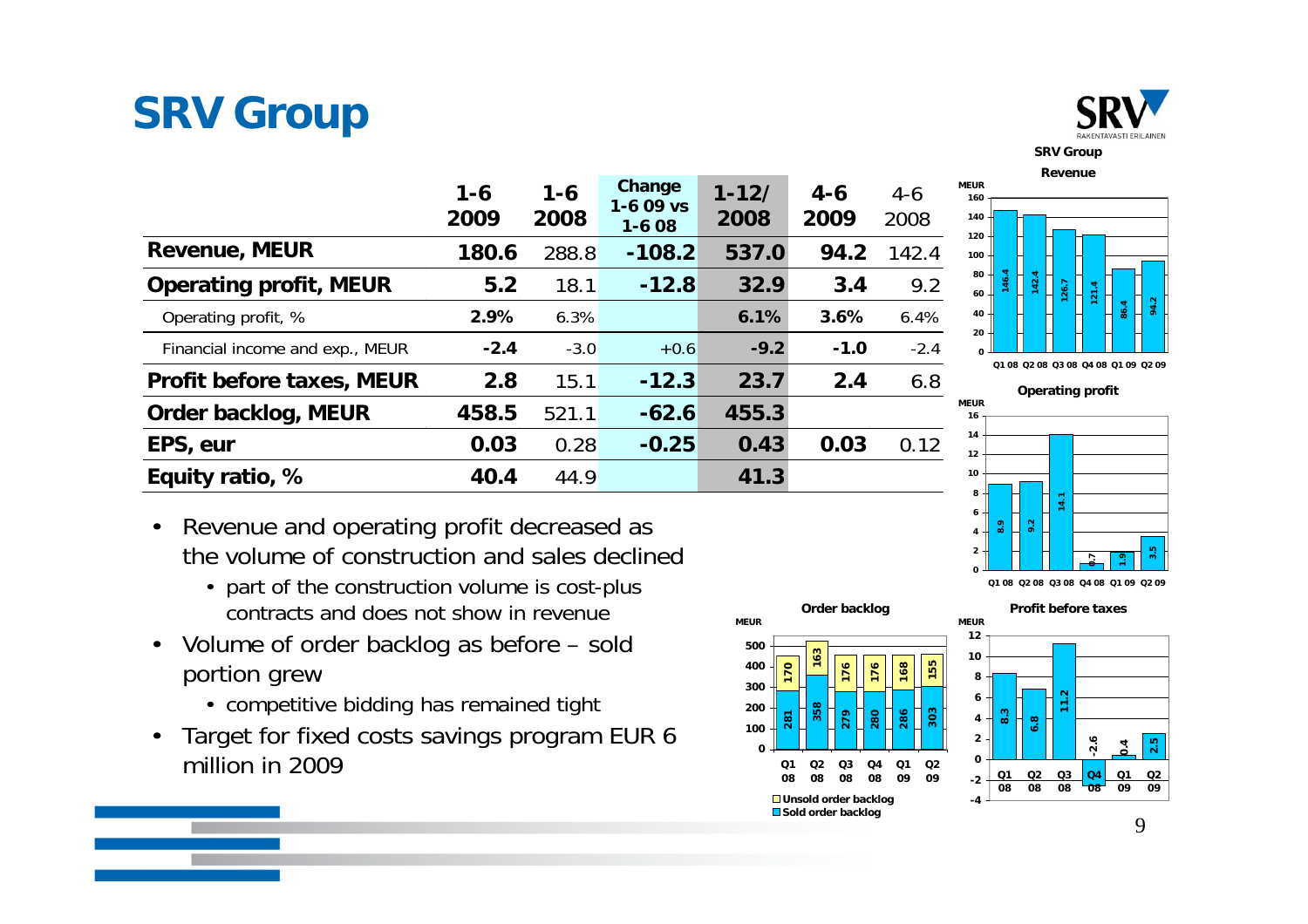# SRV Group

| | 1-6 2009 | 1-6 2008 | Change 1-6 09 vs 1-6 08 | 1-12/ 2008 | 4-6 2009 | 4-6 2008 |
|---|---|---|---|---|---|---|
| **Revenue, MEUR** | **180.6** | 288.8 | **-108.2** | **537.0** | **94.2** | 142.4 |
| **Operating profit, MEUR** | **5.2** | 18.1 | **-12.8** | **32.9** | **3.4** | 9.2 |
| Operating profit, % | **2.9%** | 6.3% | | **6.1%** | **3.6%** | 6.4% |
| Financial income and exp., MEUR | **-2.4** | -3.0 | +0.6 | **-9.2** | **-1.0** | -2.4 |
| **Profit before taxes, MEUR** | **2.8** | 15.1 | **-12.3** | **23.7** | **2.4** | 6.8 |
| **Order backlog, MEUR** | **458.5** | 521.1 | **-62.6** | **455.3** | | |
| **EPS, eur** | **0.03** | 0.28 | **-0.25** | **0.43** | **0.03** | 0.12 |
| **Equity ratio, %** | **40.4** | 44.9 | | **41.3** | | |

- Revenue and operating profit decreased as the volume of construction and sales declined
  - part of the construction volume is cost-plus contracts and does not show in revenue
- Volume of order backlog as before – sold portion grew
  - competitive bidding has remained tight
- Target for fixed costs savings program EUR 6 million in 2009

**SRV Group Revenue** (MEUR)

| Q1 08 | Q2 08 | Q3 08 | Q4 08 | Q1 09 | Q2 09 |
|---|---|---|---|---|---|
| 146.4 | 142.4 | 126.7 | 121.4 | 86.4 | 94.2 |

**Operating profit** (MEUR)

| Q1 08 | Q2 08 | Q3 08 | Q4 08 | Q1 09 | Q2 09 |
|---|---|---|---|---|---|
| 8.9 | 9.2 | 14.1 | 0.7 | 1.9 | 3.5 |

**Order backlog** (MEUR)

| | Q1 08 | Q2 08 | Q3 08 | Q4 08 | Q1 09 | Q2 09 |
|---|---|---|---|---|---|---|
| Unsold order backlog | 170 | 163 | 176 | 176 | 168 | 155 |
| Sold order backlog | 281 | 358 | 279 | 280 | 286 | 303 |

**Profit before taxes** (MEUR)

| Q1 08 | Q2 08 | Q3 08 | Q4 08 | Q1 09 | Q2 09 |
|---|---|---|---|---|---|
| 8.3 | 6.8 | 11.2 | -2.6 | 0.4 | 2.5 |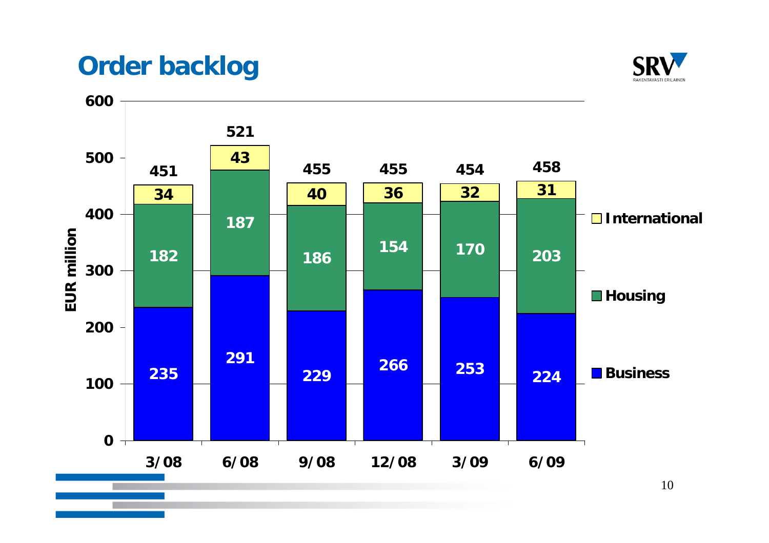# Order backlog

EUR million

| | 3/08 | 6/08 | 9/08 | 12/08 | 3/09 | 6/09 |
|---|---|---|---|---|---|---|
| Business | 235 | 291 | 229 | 266 | 253 | 224 |
| Housing | 182 | 187 | 186 | 154 | 170 | 203 |
| International | 34 | 43 | 40 | 36 | 32 | 31 |
| Total | 451 | 521 | 455 | 455 | 454 | 458 |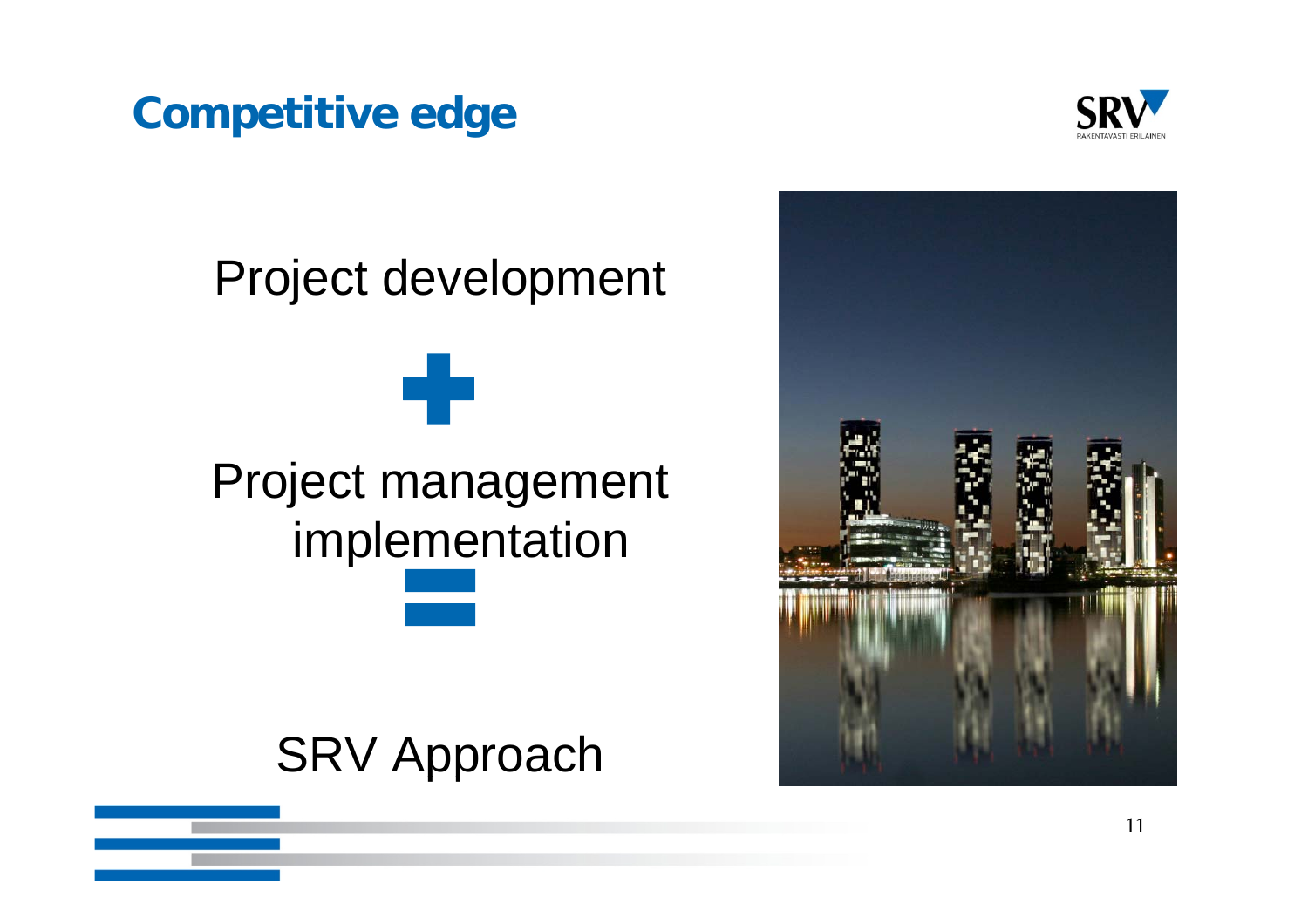# Competitive edge

Project development

+

Project management implementation

=

SRV Approach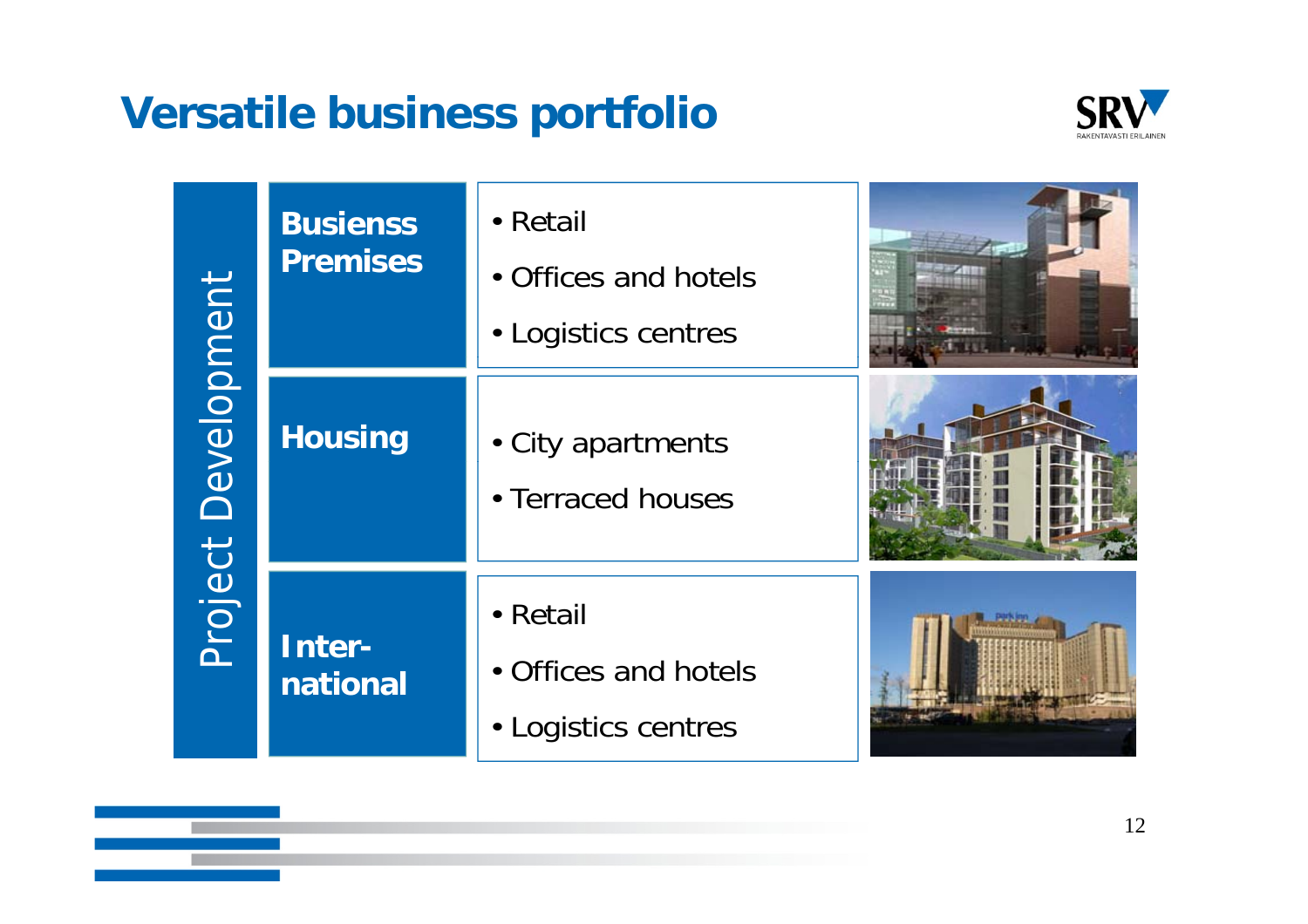# Versatile business portfolio

**Project Development**

| | |
|---|---|
| **Busienss Premises** | • Retail<br>• Offices and hotels<br>• Logistics centres |
| **Housing** | • City apartments<br>• Terraced houses |
| **Inter-national** | • Retail<br>• Offices and hotels<br>• Logistics centres |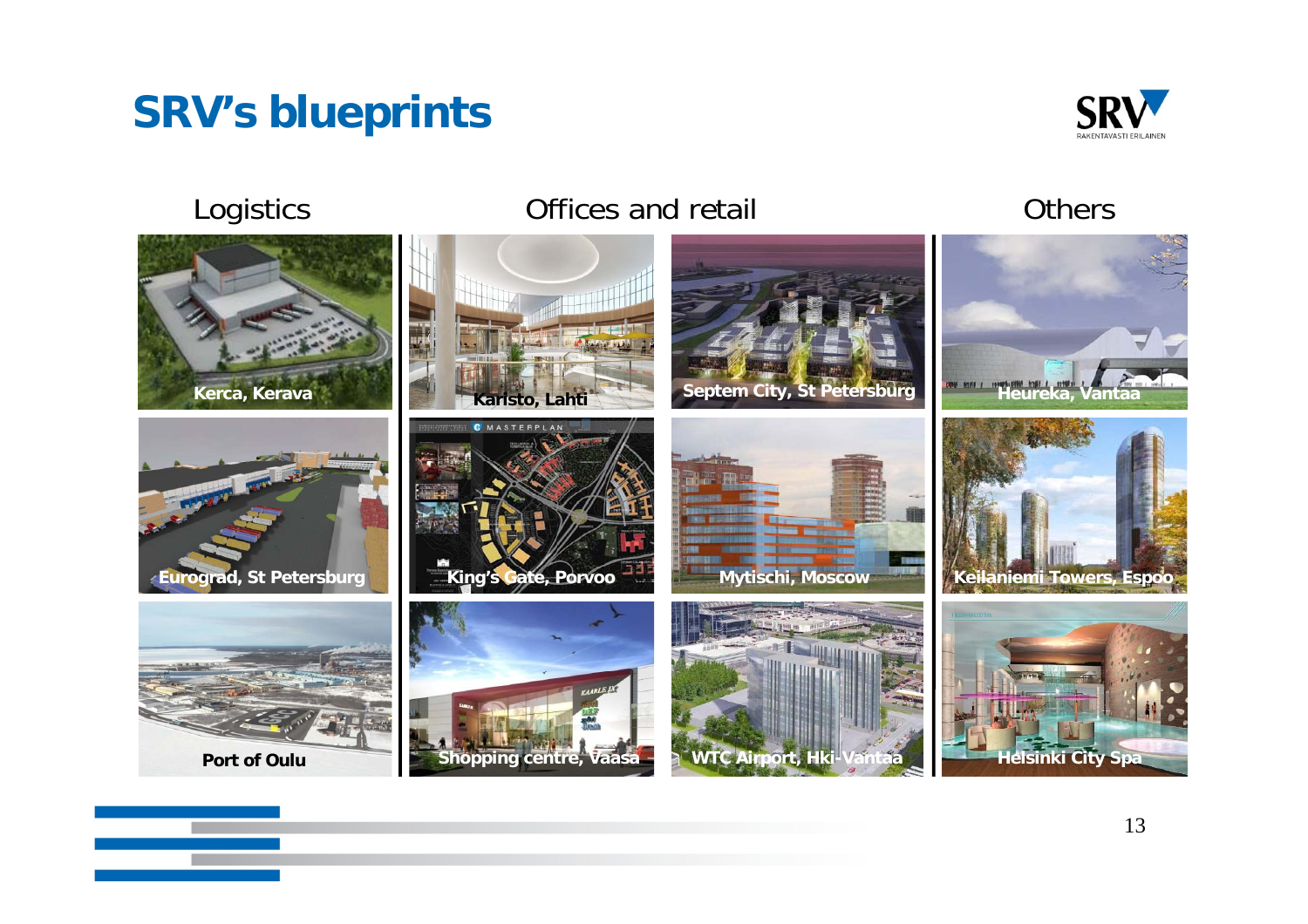# SRV's blueprints

| Logistics | Offices and retail | | Others |
|---|---|---|---|
| Kerca, Kerava | Karisto, Lahti | Septem City, St Petersburg | Heureka, Vantaa |
| Eurograd, St Petersburg | King's Gate, Porvoo | Mytischi, Moscow | Keilaniemi Towers, Espoo |
| Port of Oulu | Shopping centre, Vaasa | WTC Airport, Hki-Vantaa | Helsinki City Spa |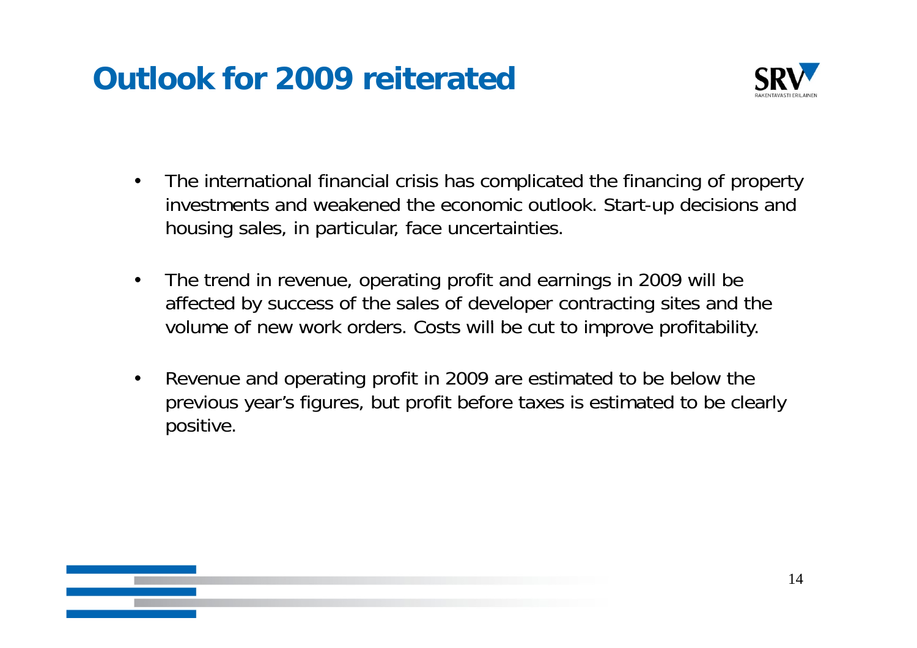# Outlook for 2009 reiterated

- The international financial crisis has complicated the financing of property investments and weakened the economic outlook. Start-up decisions and housing sales, in particular, face uncertainties.
- The trend in revenue, operating profit and earnings in 2009 will be affected by success of the sales of developer contracting sites and the volume of new work orders. Costs will be cut to improve profitability.
- Revenue and operating profit in 2009 are estimated to be below the previous year's figures, but profit before taxes is estimated to be clearly positive.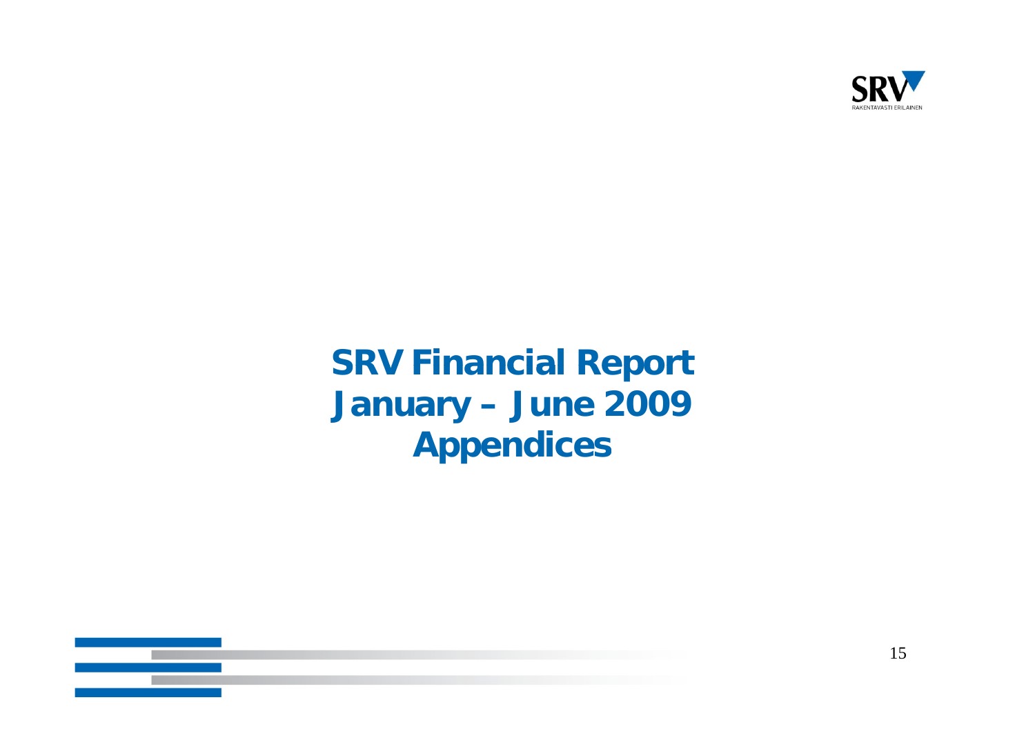# SRV Financial Report January – June 2009 Appendices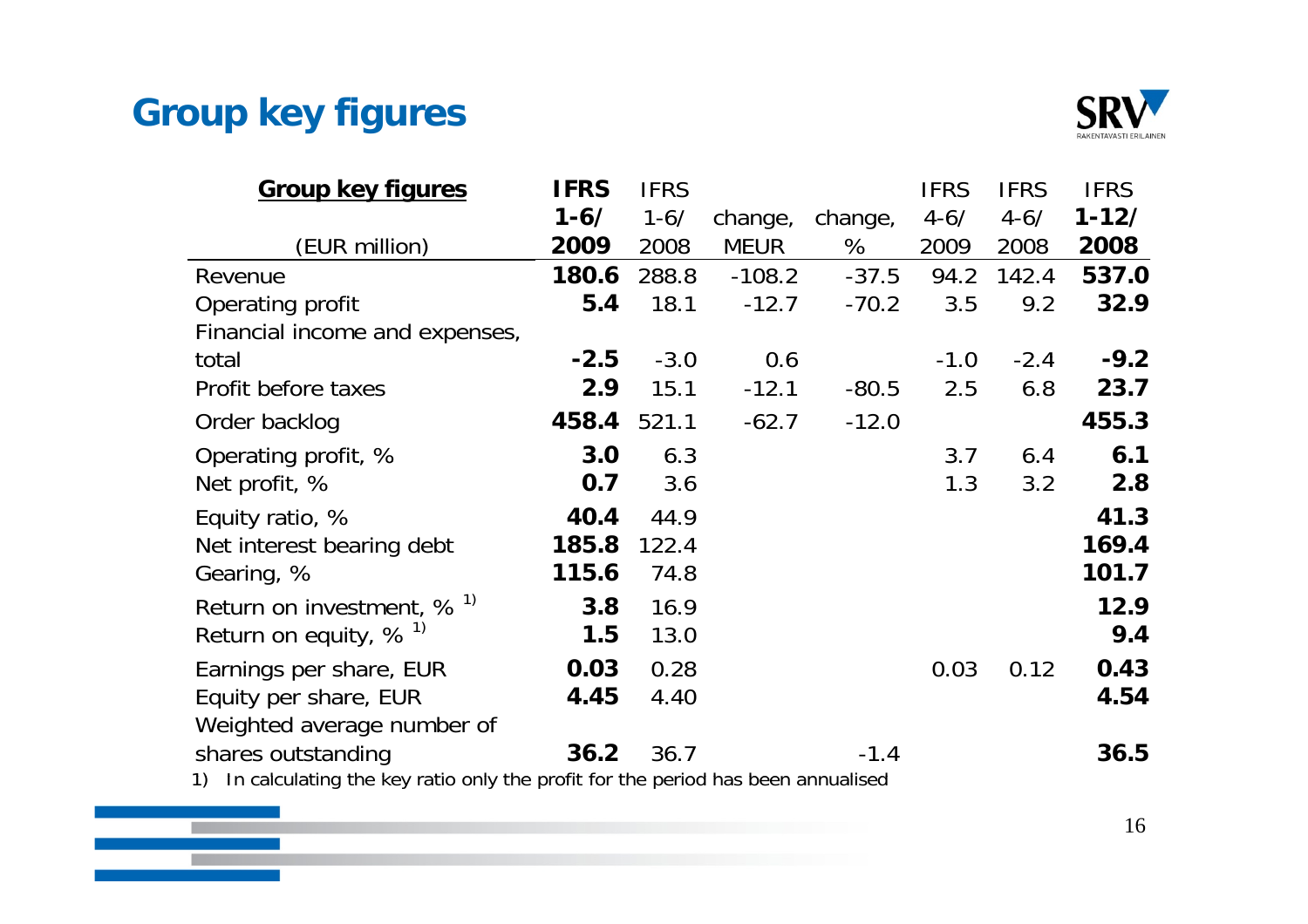# Group key figures

| Group key figures (EUR million) | IFRS 1-6/ 2009 | IFRS 1-6/ 2008 | change, MEUR | change, % | IFRS 4-6/ 2009 | IFRS 4-6/ 2008 | IFRS 1-12/ 2008 |
|---|---|---|---|---|---|---|---|
| Revenue | **180.6** | 288.8 | -108.2 | -37.5 | 94.2 | 142.4 | **537.0** |
| Operating profit | **5.4** | 18.1 | -12.7 | -70.2 | 3.5 | 9.2 | **32.9** |
| Financial income and expenses, total | **-2.5** | -3.0 | 0.6 | | -1.0 | -2.4 | **-9.2** |
| Profit before taxes | **2.9** | 15.1 | -12.1 | -80.5 | 2.5 | 6.8 | **23.7** |
| Order backlog | **458.4** | 521.1 | -62.7 | -12.0 | | | **455.3** |
| Operating profit, % | **3.0** | 6.3 | | | 3.7 | 6.4 | **6.1** |
| Net profit, % | **0.7** | 3.6 | | | 1.3 | 3.2 | **2.8** |
| Equity ratio, % | **40.4** | 44.9 | | | | | **41.3** |
| Net interest bearing debt | **185.8** | 122.4 | | | | | **169.4** |
| Gearing, % | **115.6** | 74.8 | | | | | **101.7** |
| Return on investment, % [1)] | **3.8** | 16.9 | | | | | **12.9** |
| Return on equity, % [1)] | **1.5** | 13.0 | | | | | **9.4** |
| Earnings per share, EUR | **0.03** | 0.28 | | | 0.03 | 0.12 | **0.43** |
| Equity per share, EUR | **4.45** | 4.40 | | | | | **4.54** |
| Weighted average number of shares outstanding | **36.2** | 36.7 | | -1.4 | | | **36.5** |

1) In calculating the key ratio only the profit for the period has been annualised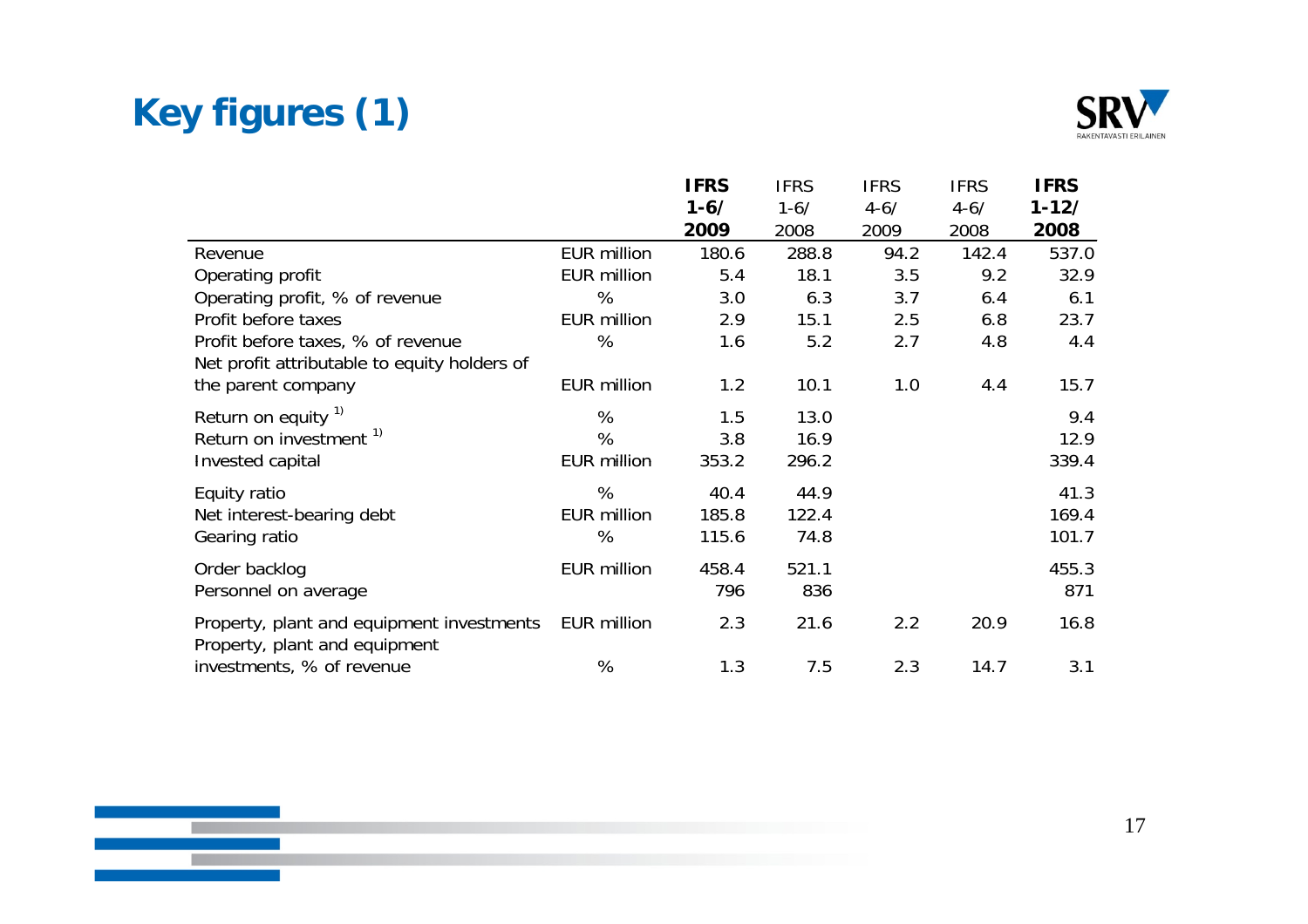# Key figures (1)

| | | IFRS 1-6/ 2009 | IFRS 1-6/ 2008 | IFRS 4-6/ 2009 | IFRS 4-6/ 2008 | IFRS 1-12/ 2008 |
|---|---|---|---|---|---|---|
| Revenue | EUR million | 180.6 | 288.8 | 94.2 | 142.4 | 537.0 |
| Operating profit | EUR million | 5.4 | 18.1 | 3.5 | 9.2 | 32.9 |
| Operating profit, % of revenue | % | 3.0 | 6.3 | 3.7 | 6.4 | 6.1 |
| Profit before taxes | EUR million | 2.9 | 15.1 | 2.5 | 6.8 | 23.7 |
| Profit before taxes, % of revenue | % | 1.6 | 5.2 | 2.7 | 4.8 | 4.4 |
| Net profit attributable to equity holders of the parent company | EUR million | 1.2 | 10.1 | 1.0 | 4.4 | 15.7 |
| Return on equity [1)] | % | 1.5 | 13.0 | | | 9.4 |
| Return on investment [1)] | % | 3.8 | 16.9 | | | 12.9 |
| Invested capital | EUR million | 353.2 | 296.2 | | | 339.4 |
| Equity ratio | % | 40.4 | 44.9 | | | 41.3 |
| Net interest-bearing debt | EUR million | 185.8 | 122.4 | | | 169.4 |
| Gearing ratio | % | 115.6 | 74.8 | | | 101.7 |
| Order backlog | EUR million | 458.4 | 521.1 | | | 455.3 |
| Personnel on average | | 796 | 836 | | | 871 |
| Property, plant and equipment investments | EUR million | 2.3 | 21.6 | 2.2 | 20.9 | 16.8 |
| Property, plant and equipment investments, % of revenue | % | 1.3 | 7.5 | 2.3 | 14.7 | 3.1 |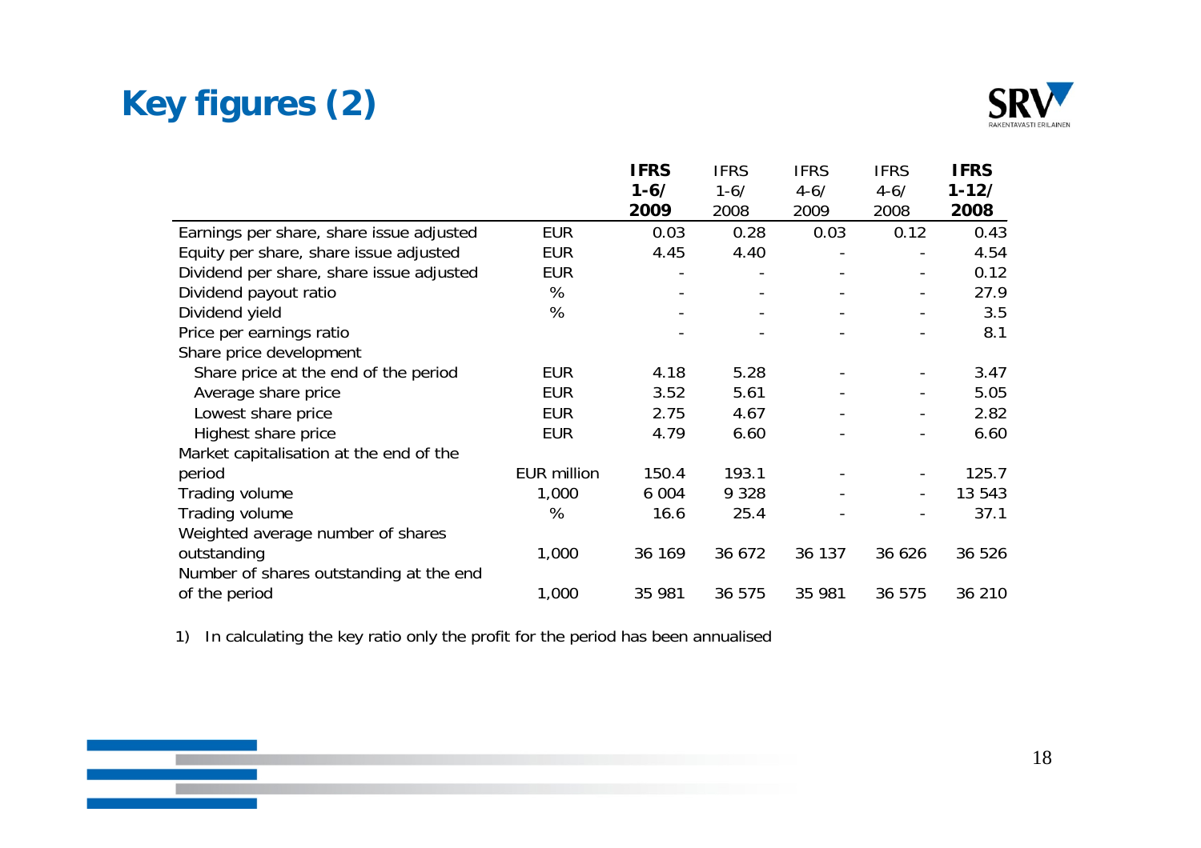# Key figures (2)

| | | IFRS 1-6/ 2009 | IFRS 1-6/ 2008 | IFRS 4-6/ 2009 | IFRS 4-6/ 2008 | IFRS 1-12/ 2008 |
|---|---|---|---|---|---|---|
| Earnings per share, share issue adjusted | EUR | 0.03 | 0.28 | 0.03 | 0.12 | 0.43 |
| Equity per share, share issue adjusted | EUR | 4.45 | 4.40 | - | - | 4.54 |
| Dividend per share, share issue adjusted | EUR | - | - | - | - | 0.12 |
| Dividend payout ratio | % | - | - | - | - | 27.9 |
| Dividend yield | % | - | - | - | - | 3.5 |
| Price per earnings ratio | | - | - | - | - | 8.1 |
| Share price development | | | | | | |
| Share price at the end of the period | EUR | 4.18 | 5.28 | - | - | 3.47 |
| Average share price | EUR | 3.52 | 5.61 | - | - | 5.05 |
| Lowest share price | EUR | 2.75 | 4.67 | - | - | 2.82 |
| Highest share price | EUR | 4.79 | 6.60 | - | - | 6.60 |
| Market capitalisation at the end of the period | EUR million | 150.4 | 193.1 | - | - | 125.7 |
| Trading volume | 1,000 | 6 004 | 9 328 | - | - | 13 543 |
| Trading volume | % | 16.6 | 25.4 | - | - | 37.1 |
| Weighted average number of shares outstanding | 1,000 | 36 169 | 36 672 | 36 137 | 36 626 | 36 526 |
| Number of shares outstanding at the end of the period | 1,000 | 35 981 | 36 575 | 35 981 | 36 575 | 36 210 |

1) In calculating the key ratio only the profit for the period has been annualised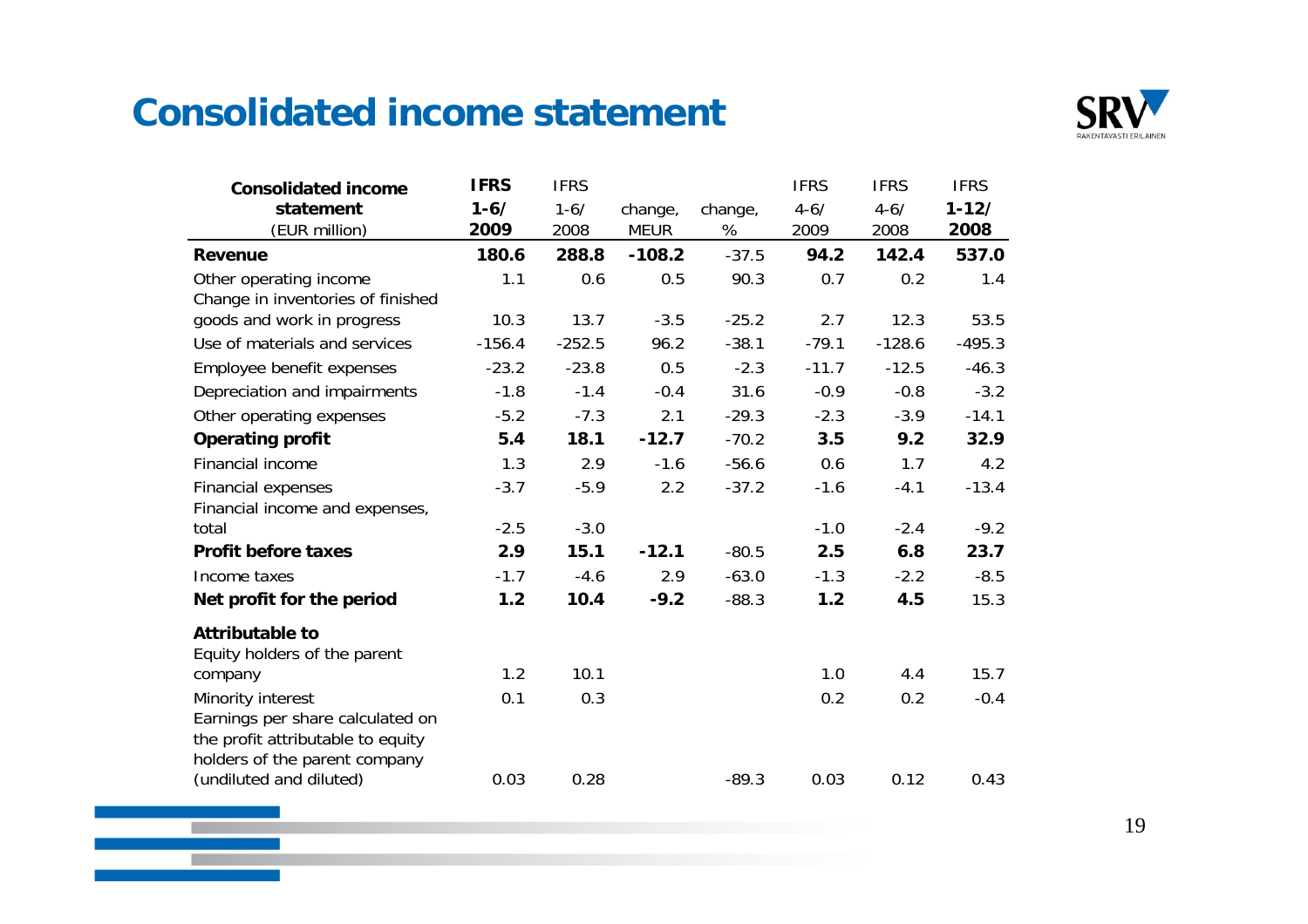# Consolidated income statement

| Consolidated income statement (EUR million) | IFRS 1-6/ 2009 | IFRS 1-6/ 2008 | change, MEUR | change, % | IFRS 4-6/ 2009 | IFRS 4-6/ 2008 | IFRS 1-12/ 2008 |
|---|---|---|---|---|---|---|---|
| **Revenue** | **180.6** | **288.8** | **-108.2** | -37.5 | **94.2** | **142.4** | **537.0** |
| Other operating income | 1.1 | 0.6 | 0.5 | 90.3 | 0.7 | 0.2 | 1.4 |
| Change in inventories of finished goods and work in progress | 10.3 | 13.7 | -3.5 | -25.2 | 2.7 | 12.3 | 53.5 |
| Use of materials and services | -156.4 | -252.5 | 96.2 | -38.1 | -79.1 | -128.6 | -495.3 |
| Employee benefit expenses | -23.2 | -23.8 | 0.5 | -2.3 | -11.7 | -12.5 | -46.3 |
| Depreciation and impairments | -1.8 | -1.4 | -0.4 | 31.6 | -0.9 | -0.8 | -3.2 |
| Other operating expenses | -5.2 | -7.3 | 2.1 | -29.3 | -2.3 | -3.9 | -14.1 |
| **Operating profit** | **5.4** | **18.1** | **-12.7** | -70.2 | **3.5** | **9.2** | **32.9** |
| Financial income | 1.3 | 2.9 | -1.6 | -56.6 | 0.6 | 1.7 | 4.2 |
| Financial expenses | -3.7 | -5.9 | 2.2 | -37.2 | -1.6 | -4.1 | -13.4 |
| Financial income and expenses, total | -2.5 | -3.0 | | | -1.0 | -2.4 | -9.2 |
| **Profit before taxes** | **2.9** | **15.1** | **-12.1** | -80.5 | **2.5** | **6.8** | **23.7** |
| Income taxes | -1.7 | -4.6 | 2.9 | -63.0 | -1.3 | -2.2 | -8.5 |
| **Net profit for the period** | **1.2** | **10.4** | **-9.2** | -88.3 | **1.2** | **4.5** | 15.3 |
| **Attributable to** | | | | | | | |
| Equity holders of the parent company | 1.2 | 10.1 | | | 1.0 | 4.4 | 15.7 |
| Minority interest | 0.1 | 0.3 | | | 0.2 | 0.2 | -0.4 |
| Earnings per share calculated on the profit attributable to equity holders of the parent company (undiluted and diluted) | 0.03 | 0.28 | | -89.3 | 0.03 | 0.12 | 0.43 |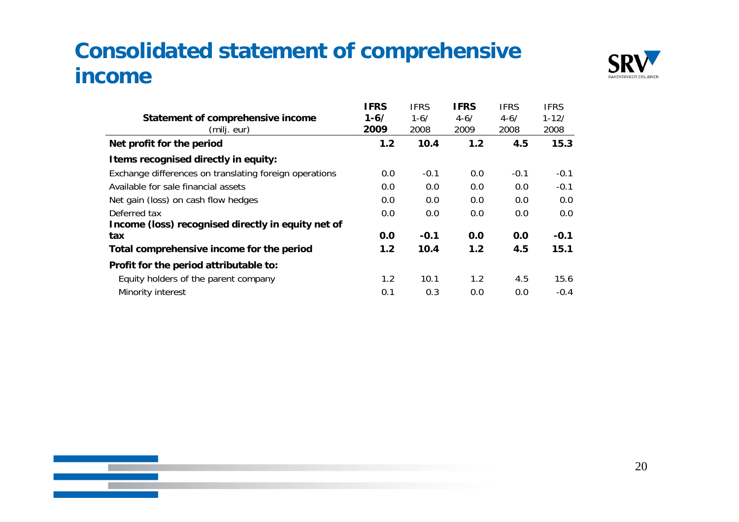# Consolidated statement of comprehensive income

| Statement of comprehensive income (milj. eur) | **IFRS 1-6/ 2009** | IFRS 1-6/ 2008 | **IFRS 4-6/ 2009** | IFRS 4-6/ 2008 | IFRS 1-12/ 2008 |
|---|---|---|---|---|---|
| **Net profit for the period** | **1.2** | **10.4** | **1.2** | **4.5** | **15.3** |
| **Items recognised directly in equity:** | | | | | |
| Exchange differences on translating foreign operations | 0.0 | -0.1 | 0.0 | -0.1 | -0.1 |
| Available for sale financial assets | 0.0 | 0.0 | 0.0 | 0.0 | -0.1 |
| Net gain (loss) on cash flow hedges | 0.0 | 0.0 | 0.0 | 0.0 | 0.0 |
| Deferred tax | 0.0 | 0.0 | 0.0 | 0.0 | 0.0 |
| **Income (loss) recognised directly in equity net of tax** | **0.0** | **-0.1** | **0.0** | **0.0** | **-0.1** |
| **Total comprehensive income for the period** | **1.2** | **10.4** | **1.2** | **4.5** | **15.1** |
| **Profit for the period attributable to:** | | | | | |
| Equity holders of the parent company | 1.2 | 10.1 | 1.2 | 4.5 | 15.6 |
| Minority interest | 0.1 | 0.3 | 0.0 | 0.0 | -0.4 |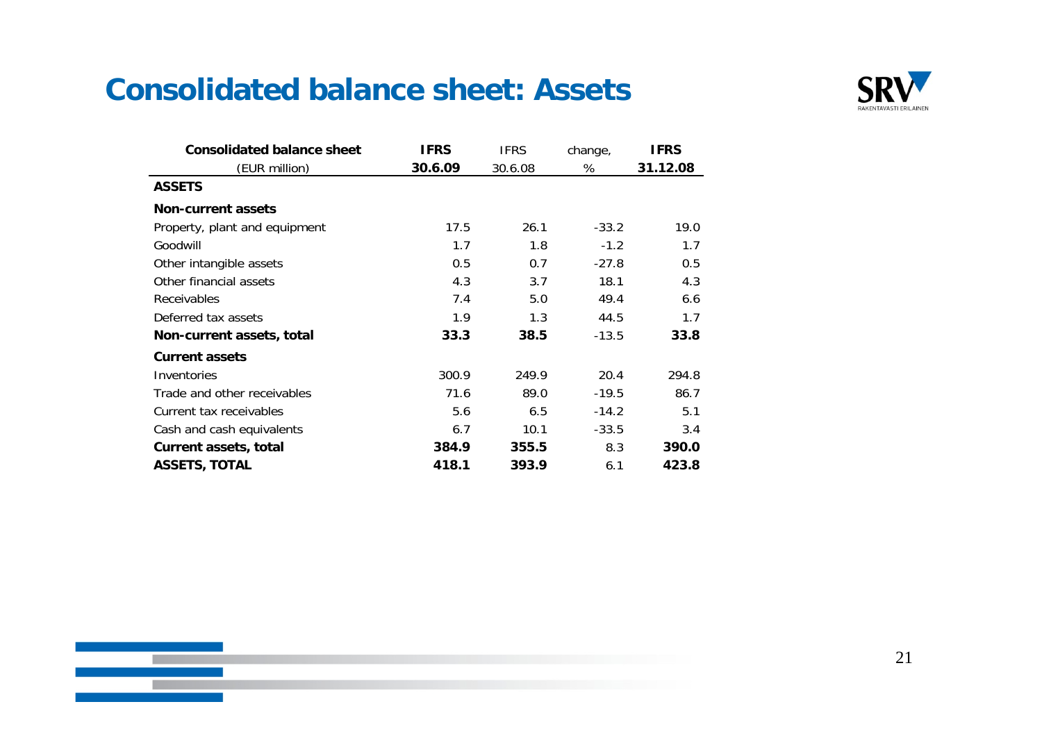# Consolidated balance sheet: Assets

| Consolidated balance sheet (EUR million) | IFRS 30.6.09 | IFRS 30.6.08 | change, % | IFRS 31.12.08 |
|---|---|---|---|---|
| **ASSETS** | | | | |
| **Non-current assets** | | | | |
| Property, plant and equipment | 17.5 | 26.1 | -33.2 | 19.0 |
| Goodwill | 1.7 | 1.8 | -1.2 | 1.7 |
| Other intangible assets | 0.5 | 0.7 | -27.8 | 0.5 |
| Other financial assets | 4.3 | 3.7 | 18.1 | 4.3 |
| Receivables | 7.4 | 5.0 | 49.4 | 6.6 |
| Deferred tax assets | 1.9 | 1.3 | 44.5 | 1.7 |
| **Non-current assets, total** | **33.3** | **38.5** | -13.5 | **33.8** |
| **Current assets** | | | | |
| Inventories | 300.9 | 249.9 | 20.4 | 294.8 |
| Trade and other receivables | 71.6 | 89.0 | -19.5 | 86.7 |
| Current tax receivables | 5.6 | 6.5 | -14.2 | 5.1 |
| Cash and cash equivalents | 6.7 | 10.1 | -33.5 | 3.4 |
| **Current assets, total** | **384.9** | **355.5** | 8.3 | **390.0** |
| **ASSETS, TOTAL** | **418.1** | **393.9** | 6.1 | **423.8** |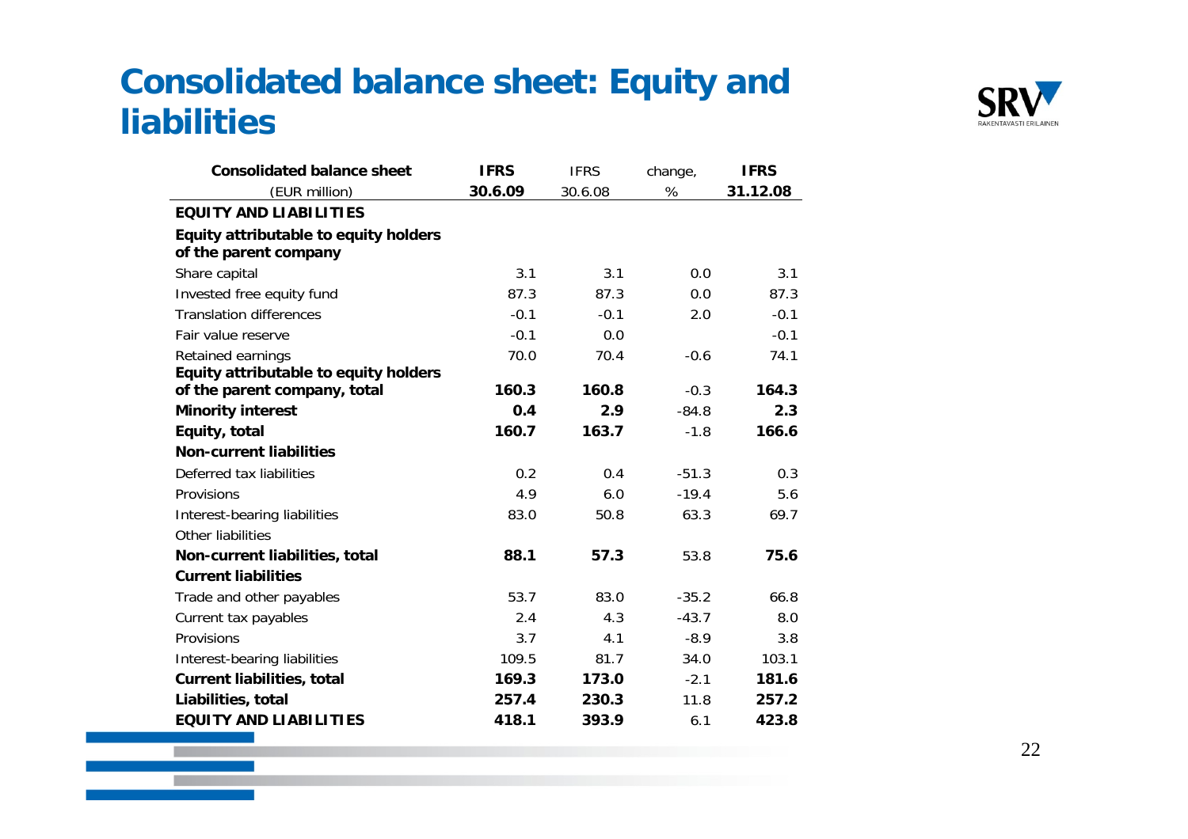# Consolidated balance sheet: Equity and liabilities

| Consolidated balance sheet<br>(EUR million) | IFRS<br>30.6.09 | IFRS<br>30.6.08 | change,<br>% | IFRS<br>31.12.08 |
|---|---|---|---|---|
| **EQUITY AND LIABILITIES** | | | | |
| **Equity attributable to equity holders of the parent company** | | | | |
| Share capital | 3.1 | 3.1 | 0.0 | 3.1 |
| Invested free equity fund | 87.3 | 87.3 | 0.0 | 87.3 |
| Translation differences | -0.1 | -0.1 | 2.0 | -0.1 |
| Fair value reserve | -0.1 | 0.0 | | -0.1 |
| Retained earnings | 70.0 | 70.4 | -0.6 | 74.1 |
| **Equity attributable to equity holders of the parent company, total** | **160.3** | **160.8** | -0.3 | **164.3** |
| **Minority interest** | **0.4** | **2.9** | -84.8 | **2.3** |
| **Equity, total** | **160.7** | **163.7** | -1.8 | **166.6** |
| **Non-current liabilities** | | | | |
| Deferred tax liabilities | 0.2 | 0.4 | -51.3 | 0.3 |
| Provisions | 4.9 | 6.0 | -19.4 | 5.6 |
| Interest-bearing liabilities | 83.0 | 50.8 | 63.3 | 69.7 |
| Other liabilities | | | | |
| **Non-current liabilities, total** | **88.1** | **57.3** | 53.8 | **75.6** |
| **Current liabilities** | | | | |
| Trade and other payables | 53.7 | 83.0 | -35.2 | 66.8 |
| Current tax payables | 2.4 | 4.3 | -43.7 | 8.0 |
| Provisions | 3.7 | 4.1 | -8.9 | 3.8 |
| Interest-bearing liabilities | 109.5 | 81.7 | 34.0 | 103.1 |
| **Current liabilities, total** | **169.3** | **173.0** | -2.1 | **181.6** |
| **Liabilities, total** | **257.4** | **230.3** | 11.8 | **257.2** |
| **EQUITY AND LIABILITIES** | **418.1** | **393.9** | 6.1 | **423.8** |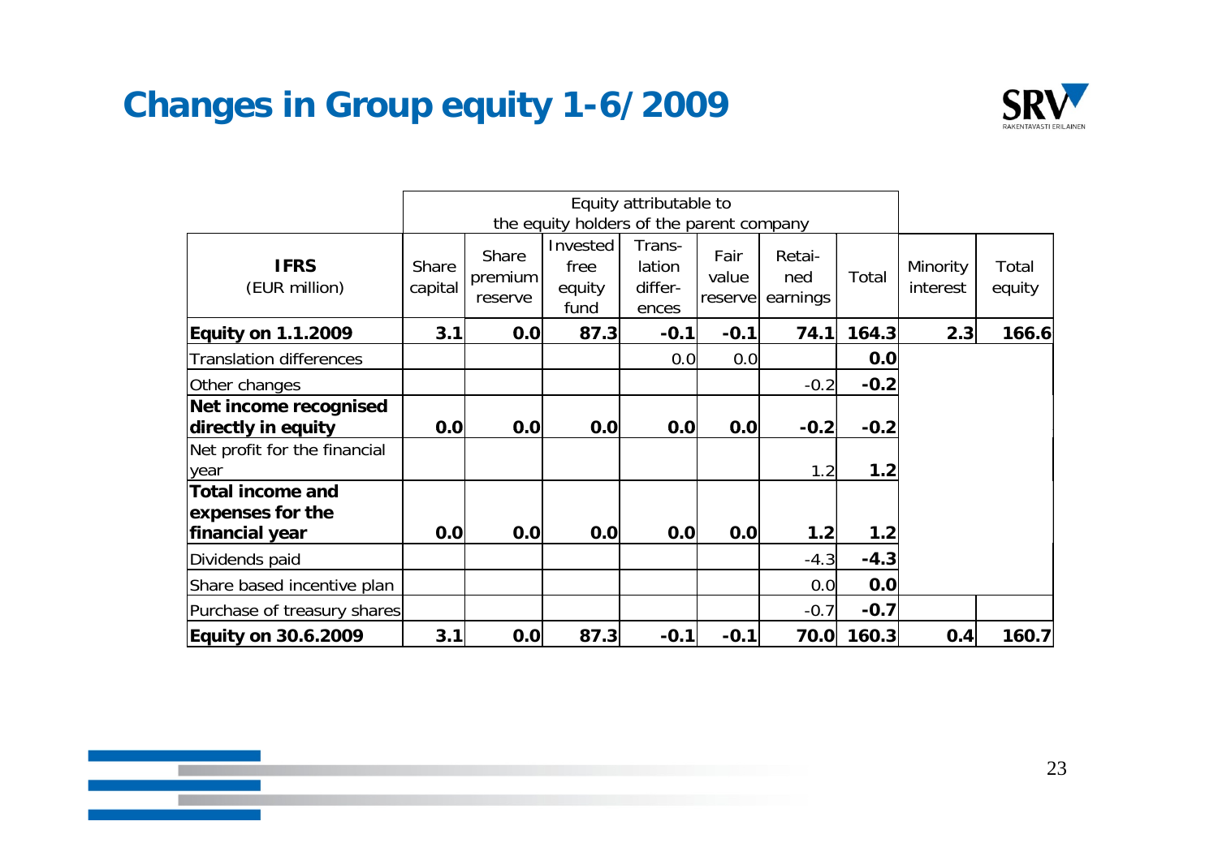# Changes in Group equity 1-6/2009

| IFRS (EUR million) | Equity attributable to the equity holders of the parent company | | | | | | | | |
|---|---|---|---|---|---|---|---|---|---|
| | Share capital | Share premium reserve | Invested free equity fund | Trans-lation differ-ences | Fair value reserve | Retai-ned earnings | Total | Minority interest | Total equity |
| **Equity on 1.1.2009** | **3.1** | **0.0** | **87.3** | **-0.1** | **-0.1** | **74.1** | **164.3** | **2.3** | **166.6** |
| Translation differences | | | | 0.0 | 0.0 | | **0.0** | | |
| Other changes | | | | | | -0.2 | **-0.2** | | |
| **Net income recognised directly in equity** | **0.0** | **0.0** | **0.0** | **0.0** | **0.0** | **-0.2** | **-0.2** | | |
| Net profit for the financial year | | | | | | 1.2 | **1.2** | | |
| **Total income and expenses for the financial year** | **0.0** | **0.0** | **0.0** | **0.0** | **0.0** | **1.2** | **1.2** | | |
| Dividends paid | | | | | | -4.3 | **-4.3** | | |
| Share based incentive plan | | | | | | 0.0 | **0.0** | | |
| Purchase of treasury shares | | | | | | -0.7 | **-0.7** | | |
| **Equity on 30.6.2009** | **3.1** | **0.0** | **87.3** | **-0.1** | **-0.1** | **70.0** | **160.3** | **0.4** | **160.7** |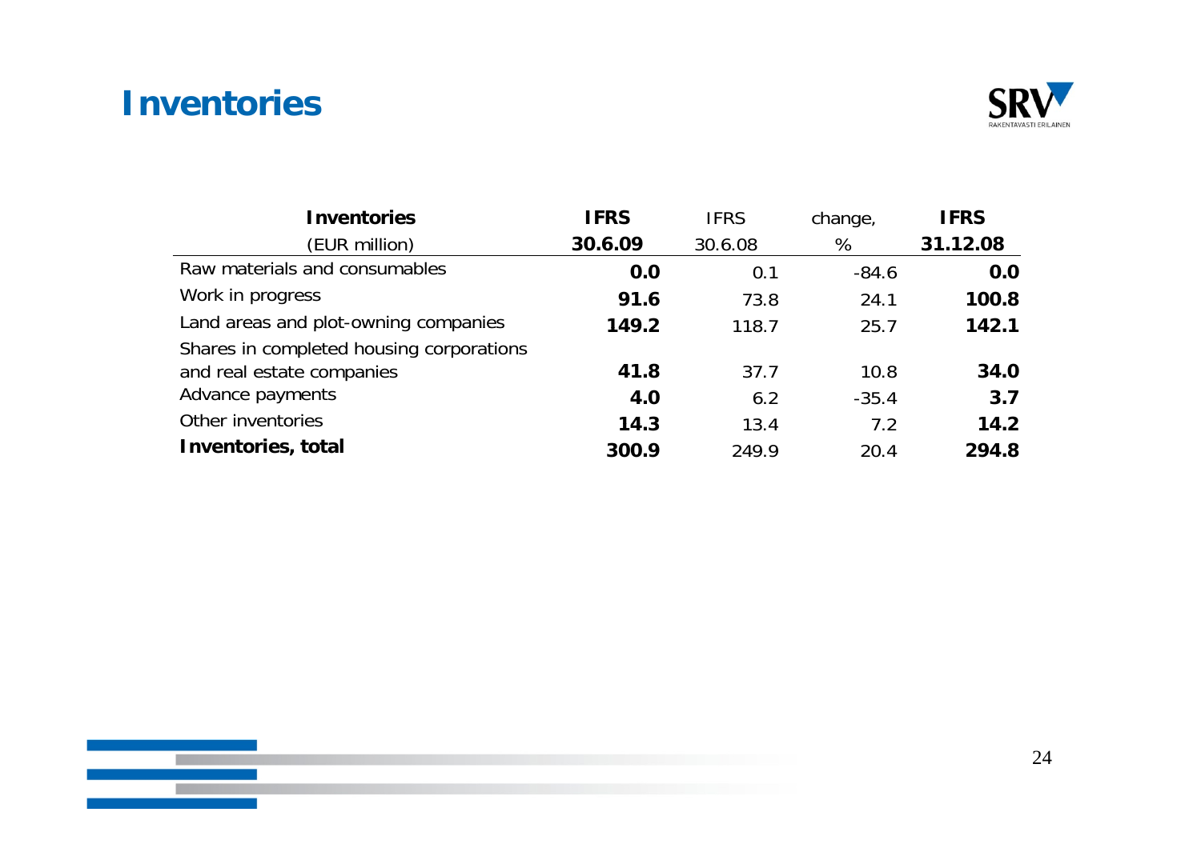# Inventories

| Inventories (EUR million) | IFRS 30.6.09 | IFRS 30.6.08 | change, % | IFRS 31.12.08 |
|---|---|---|---|---|
| Raw materials and consumables | **0.0** | 0.1 | -84.6 | **0.0** |
| Work in progress | **91.6** | 73.8 | 24.1 | **100.8** |
| Land areas and plot-owning companies | **149.2** | 118.7 | 25.7 | **142.1** |
| Shares in completed housing corporations and real estate companies | **41.8** | 37.7 | 10.8 | **34.0** |
| Advance payments | **4.0** | 6.2 | -35.4 | **3.7** |
| Other inventories | **14.3** | 13.4 | 7.2 | **14.2** |
| **Inventories, total** | **300.9** | 249.9 | 20.4 | **294.8** |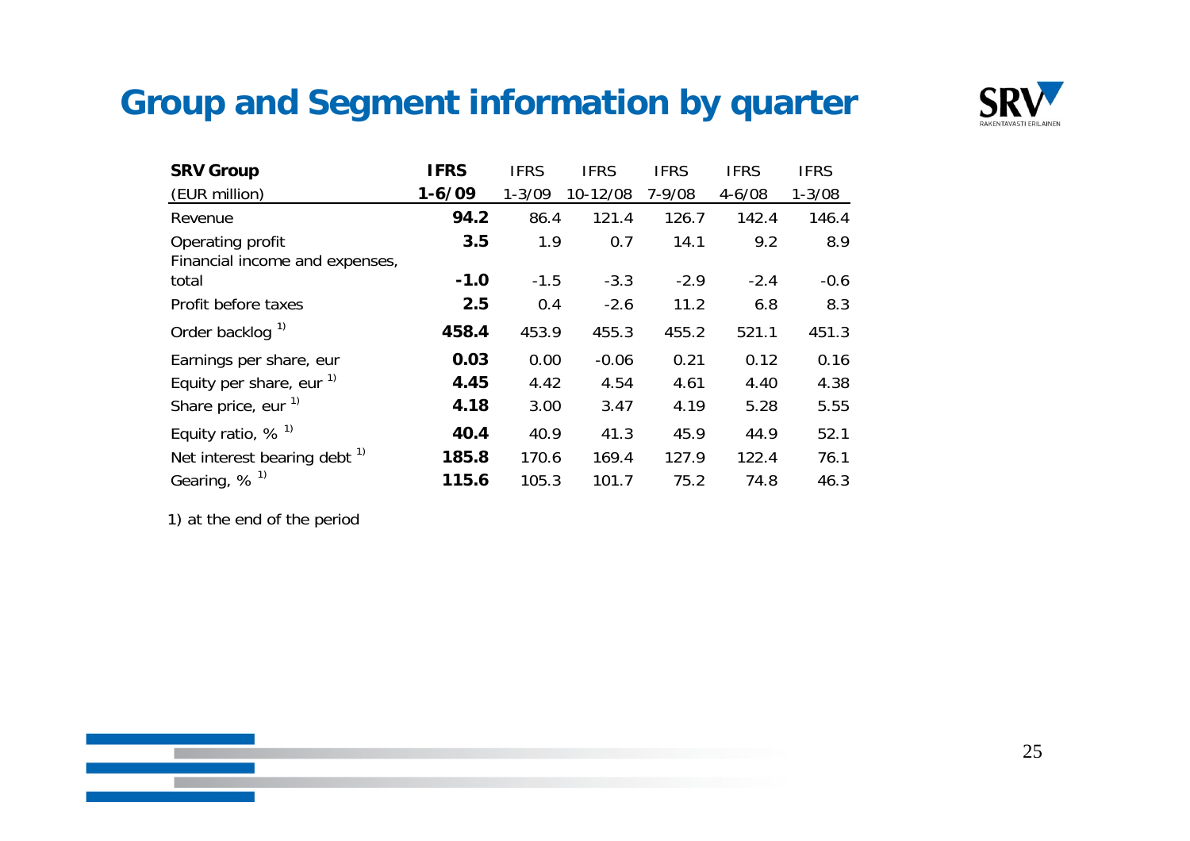# Group and Segment information by quarter

| SRV Group<br>(EUR million) | IFRS<br>1-6/09 | IFRS<br>1-3/09 | IFRS<br>10-12/08 | IFRS<br>7-9/08 | IFRS<br>4-6/08 | IFRS<br>1-3/08 |
|---|---|---|---|---|---|---|
| Revenue | **94.2** | 86.4 | 121.4 | 126.7 | 142.4 | 146.4 |
| Operating profit | **3.5** | 1.9 | 0.7 | 14.1 | 9.2 | 8.9 |
| Financial income and expenses, total | **-1.0** | -1.5 | -3.3 | -2.9 | -2.4 | -0.6 |
| Profit before taxes | **2.5** | 0.4 | -2.6 | 11.2 | 6.8 | 8.3 |
| Order backlog [1] | **458.4** | 453.9 | 455.3 | 455.2 | 521.1 | 451.3 |
| Earnings per share, eur | **0.03** | 0.00 | -0.06 | 0.21 | 0.12 | 0.16 |
| Equity per share, eur [1] | **4.45** | 4.42 | 4.54 | 4.61 | 4.40 | 4.38 |
| Share price, eur [1] | **4.18** | 3.00 | 3.47 | 4.19 | 5.28 | 5.55 |
| Equity ratio, % [1] | **40.4** | 40.9 | 41.3 | 45.9 | 44.9 | 52.1 |
| Net interest bearing debt [1] | **185.8** | 170.6 | 169.4 | 127.9 | 122.4 | 76.1 |
| Gearing, % [1] | **115.6** | 105.3 | 101.7 | 75.2 | 74.8 | 46.3 |

1) at the end of the period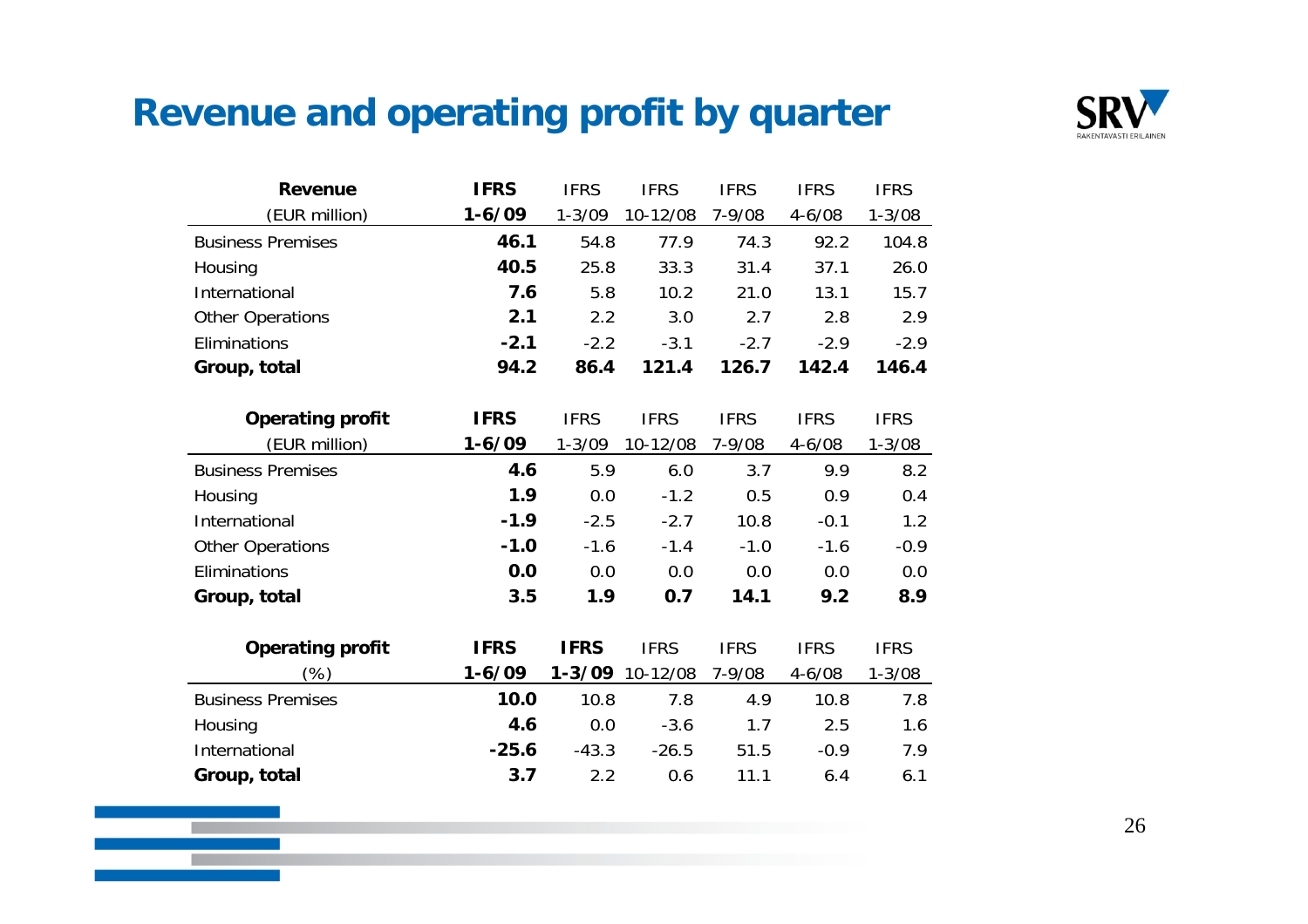# Revenue and operating profit by quarter

| Revenue | IFRS | IFRS | IFRS | IFRS | IFRS | IFRS |
|---|---|---|---|---|---|---|
| (EUR million) | **1-6/09** | 1-3/09 | 10-12/08 | 7-9/08 | 4-6/08 | 1-3/08 |
| Business Premises | **46.1** | 54.8 | 77.9 | 74.3 | 92.2 | 104.8 |
| Housing | **40.5** | 25.8 | 33.3 | 31.4 | 37.1 | 26.0 |
| International | **7.6** | 5.8 | 10.2 | 21.0 | 13.1 | 15.7 |
| Other Operations | **2.1** | 2.2 | 3.0 | 2.7 | 2.8 | 2.9 |
| Eliminations | **-2.1** | -2.2 | -3.1 | -2.7 | -2.9 | -2.9 |
| **Group, total** | **94.2** | **86.4** | **121.4** | **126.7** | **142.4** | **146.4** |

| Operating profit | IFRS | IFRS | IFRS | IFRS | IFRS | IFRS |
|---|---|---|---|---|---|---|
| (EUR million) | **1-6/09** | 1-3/09 | 10-12/08 | 7-9/08 | 4-6/08 | 1-3/08 |
| Business Premises | **4.6** | 5.9 | 6.0 | 3.7 | 9.9 | 8.2 |
| Housing | **1.9** | 0.0 | -1.2 | 0.5 | 0.9 | 0.4 |
| International | **-1.9** | -2.5 | -2.7 | 10.8 | -0.1 | 1.2 |
| Other Operations | **-1.0** | -1.6 | -1.4 | -1.0 | -1.6 | -0.9 |
| Eliminations | **0.0** | 0.0 | 0.0 | 0.0 | 0.0 | 0.0 |
| **Group, total** | **3.5** | **1.9** | **0.7** | **14.1** | **9.2** | **8.9** |

| Operating profit | IFRS | IFRS | IFRS | IFRS | IFRS | IFRS |
|---|---|---|---|---|---|---|
| (%) | **1-6/09** | **1-3/09** | 10-12/08 | 7-9/08 | 4-6/08 | 1-3/08 |
| Business Premises | **10.0** | 10.8 | 7.8 | 4.9 | 10.8 | 7.8 |
| Housing | **4.6** | 0.0 | -3.6 | 1.7 | 2.5 | 1.6 |
| International | **-25.6** | -43.3 | -26.5 | 51.5 | -0.9 | 7.9 |
| **Group, total** | **3.7** | 2.2 | 0.6 | 11.1 | 6.4 | 6.1 |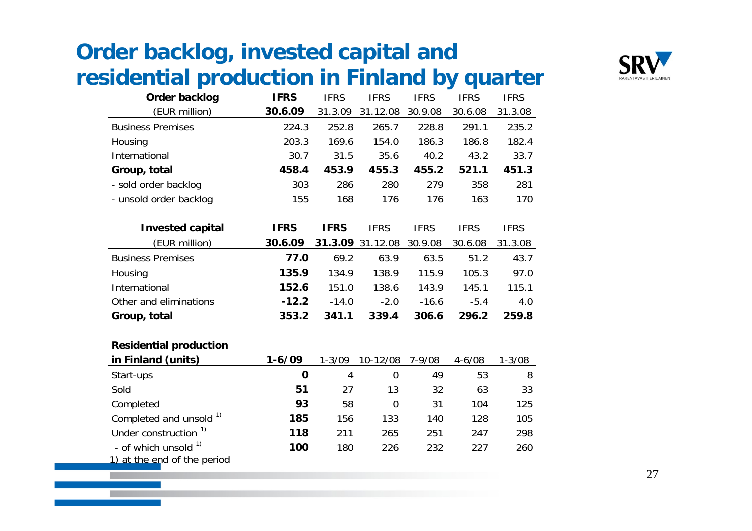# Order backlog, invested capital and residential production in Finland by quarter

| Order backlog (EUR million) | IFRS 30.6.09 | IFRS 31.3.09 | IFRS 31.12.08 | IFRS 30.9.08 | IFRS 30.6.08 | IFRS 31.3.08 |
|---|---|---|---|---|---|---|
| Business Premises | 224.3 | 252.8 | 265.7 | 228.8 | 291.1 | 235.2 |
| Housing | 203.3 | 169.6 | 154.0 | 186.3 | 186.8 | 182.4 |
| International | 30.7 | 31.5 | 35.6 | 40.2 | 43.2 | 33.7 |
| **Group, total** | **458.4** | **453.9** | **455.3** | **455.2** | **521.1** | **451.3** |
| - sold order backlog | 303 | 286 | 280 | 279 | 358 | 281 |
| - unsold order backlog | 155 | 168 | 176 | 176 | 163 | 170 |

| Invested capital (EUR million) | IFRS 30.6.09 | IFRS 31.3.09 | IFRS 31.12.08 | IFRS 30.9.08 | IFRS 30.6.08 | IFRS 31.3.08 |
|---|---|---|---|---|---|---|
| Business Premises | **77.0** | 69.2 | 63.9 | 63.5 | 51.2 | 43.7 |
| Housing | **135.9** | 134.9 | 138.9 | 115.9 | 105.3 | 97.0 |
| International | **152.6** | 151.0 | 138.6 | 143.9 | 145.1 | 115.1 |
| Other and eliminations | **-12.2** | -14.0 | -2.0 | -16.6 | -5.4 | 4.0 |
| **Group, total** | **353.2** | **341.1** | **339.4** | **306.6** | **296.2** | **259.8** |

| Residential production in Finland (units) | 1-6/09 | 1-3/09 | 10-12/08 | 7-9/08 | 4-6/08 | 1-3/08 |
|---|---|---|---|---|---|---|
| Start-ups | **0** | 4 | 0 | 49 | 53 | 8 |
| Sold | **51** | 27 | 13 | 32 | 63 | 33 |
| Completed | **93** | 58 | 0 | 31 | 104 | 125 |
| Completed and unsold [1] | **185** | 156 | 133 | 140 | 128 | 105 |
| Under construction [1] | **118** | 211 | 265 | 251 | 247 | 298 |
| - of which unsold [1] | **100** | 180 | 226 | 232 | 227 | 260 |

1) at the end of the period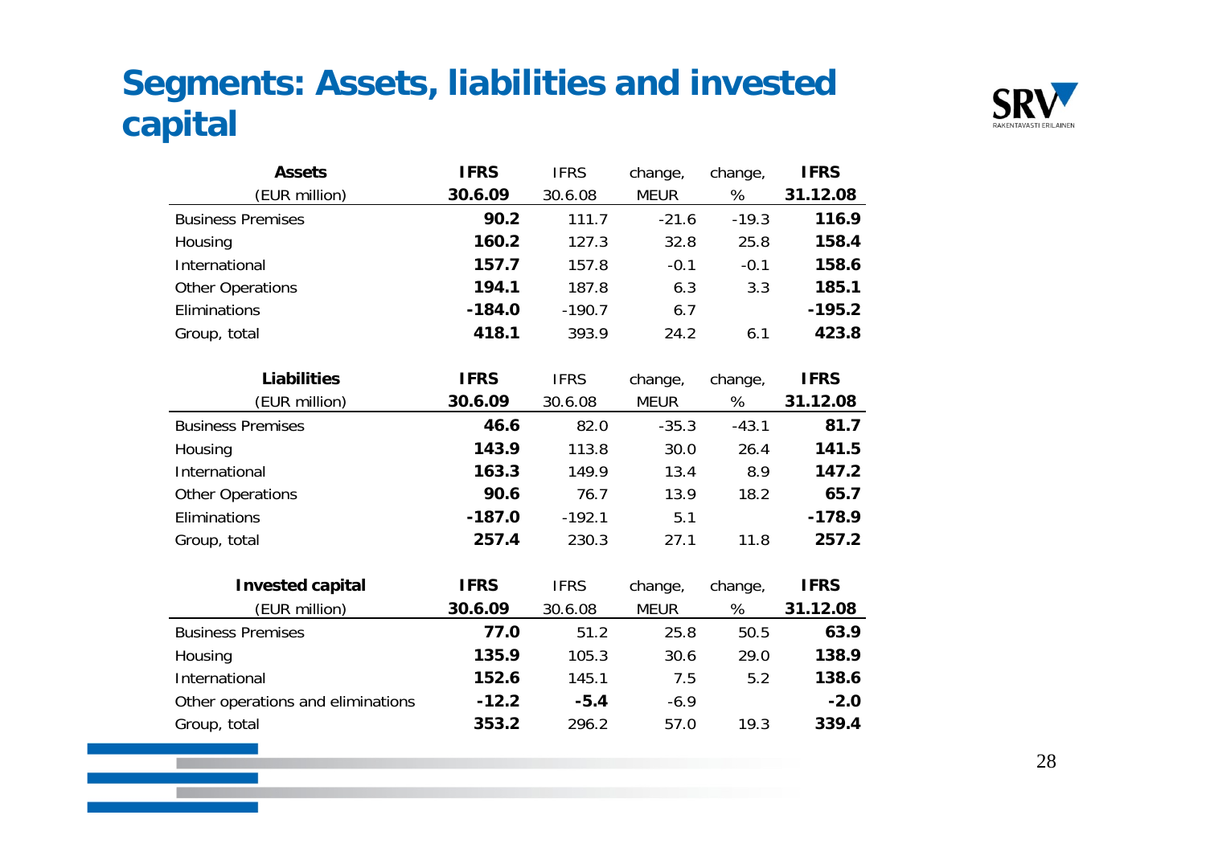# Segments: Assets, liabilities and invested capital

| Assets (EUR million) | IFRS 30.6.09 | IFRS 30.6.08 | change, MEUR | change, % | IFRS 31.12.08 |
|---|---|---|---|---|---|
| Business Premises | **90.2** | 111.7 | -21.6 | -19.3 | **116.9** |
| Housing | **160.2** | 127.3 | 32.8 | 25.8 | **158.4** |
| International | **157.7** | 157.8 | -0.1 | -0.1 | **158.6** |
| Other Operations | **194.1** | 187.8 | 6.3 | 3.3 | **185.1** |
| Eliminations | **-184.0** | -190.7 | 6.7 | | **-195.2** |
| Group, total | **418.1** | 393.9 | 24.2 | 6.1 | **423.8** |

| Liabilities (EUR million) | IFRS 30.6.09 | IFRS 30.6.08 | change, MEUR | change, % | IFRS 31.12.08 |
|---|---|---|---|---|---|
| Business Premises | **46.6** | 82.0 | -35.3 | -43.1 | **81.7** |
| Housing | **143.9** | 113.8 | 30.0 | 26.4 | **141.5** |
| International | **163.3** | 149.9 | 13.4 | 8.9 | **147.2** |
| Other Operations | **90.6** | 76.7 | 13.9 | 18.2 | **65.7** |
| Eliminations | **-187.0** | -192.1 | 5.1 | | **-178.9** |
| Group, total | **257.4** | 230.3 | 27.1 | 11.8 | **257.2** |

| Invested capital (EUR million) | IFRS 30.6.09 | IFRS 30.6.08 | change, MEUR | change, % | IFRS 31.12.08 |
|---|---|---|---|---|---|
| Business Premises | **77.0** | 51.2 | 25.8 | 50.5 | **63.9** |
| Housing | **135.9** | 105.3 | 30.6 | 29.0 | **138.9** |
| International | **152.6** | 145.1 | 7.5 | 5.2 | **138.6** |
| Other operations and eliminations | **-12.2** | **-5.4** | -6.9 | | **-2.0** |
| Group, total | **353.2** | 296.2 | 57.0 | 19.3 | **339.4** |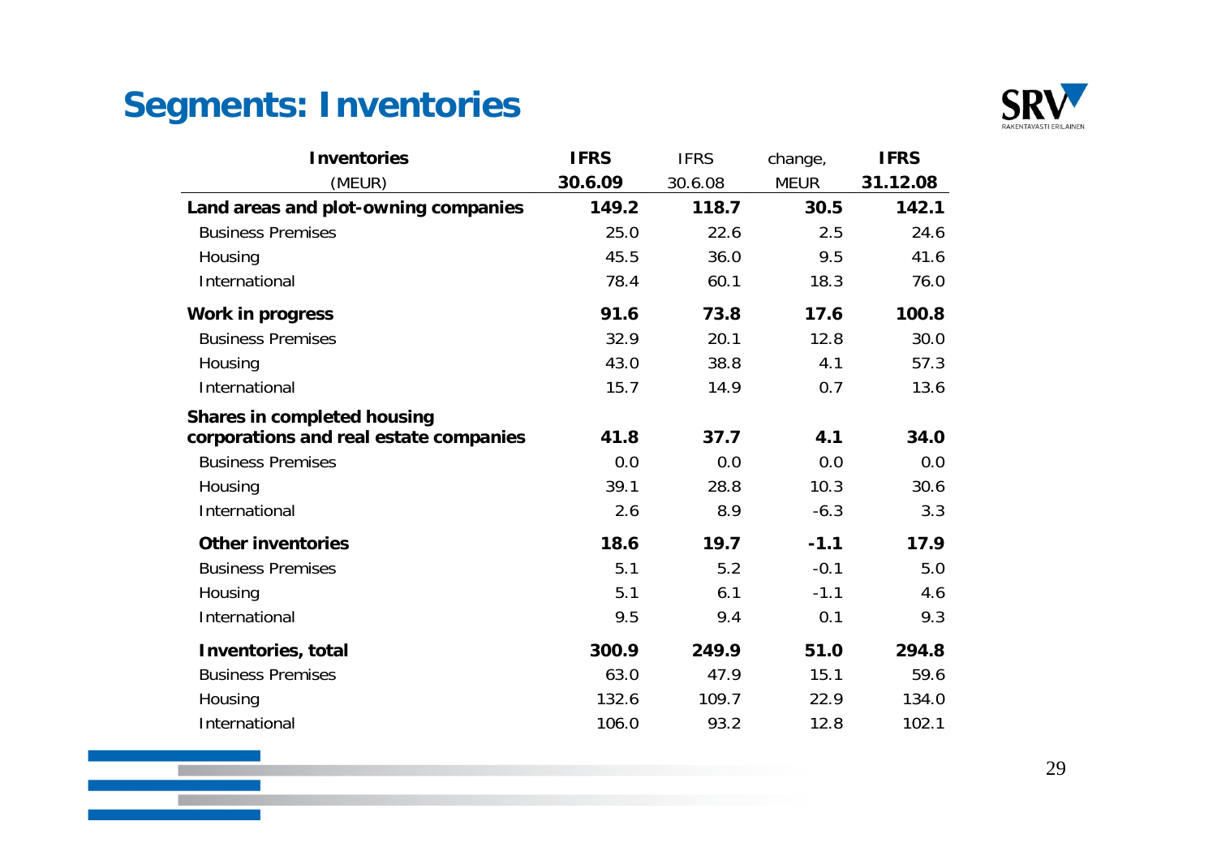# Segments: Inventories

| Inventories (MEUR) | IFRS 30.6.09 | IFRS 30.6.08 | change, MEUR | IFRS 31.12.08 |
|---|---|---|---|---|
| **Land areas and plot-owning companies** | **149.2** | **118.7** | **30.5** | **142.1** |
| Business Premises | 25.0 | 22.6 | 2.5 | 24.6 |
| Housing | 45.5 | 36.0 | 9.5 | 41.6 |
| International | 78.4 | 60.1 | 18.3 | 76.0 |
| **Work in progress** | **91.6** | **73.8** | **17.6** | **100.8** |
| Business Premises | 32.9 | 20.1 | 12.8 | 30.0 |
| Housing | 43.0 | 38.8 | 4.1 | 57.3 |
| International | 15.7 | 14.9 | 0.7 | 13.6 |
| **Shares in completed housing corporations and real estate companies** | **41.8** | **37.7** | **4.1** | **34.0** |
| Business Premises | 0.0 | 0.0 | 0.0 | 0.0 |
| Housing | 39.1 | 28.8 | 10.3 | 30.6 |
| International | 2.6 | 8.9 | -6.3 | 3.3 |
| **Other inventories** | **18.6** | **19.7** | **-1.1** | **17.9** |
| Business Premises | 5.1 | 5.2 | -0.1 | 5.0 |
| Housing | 5.1 | 6.1 | -1.1 | 4.6 |
| International | 9.5 | 9.4 | 0.1 | 9.3 |
| **Inventories, total** | **300.9** | **249.9** | **51.0** | **294.8** |
| Business Premises | 63.0 | 47.9 | 15.1 | 59.6 |
| Housing | 132.6 | 109.7 | 22.9 | 134.0 |
| International | 106.0 | 93.2 | 12.8 | 102.1 |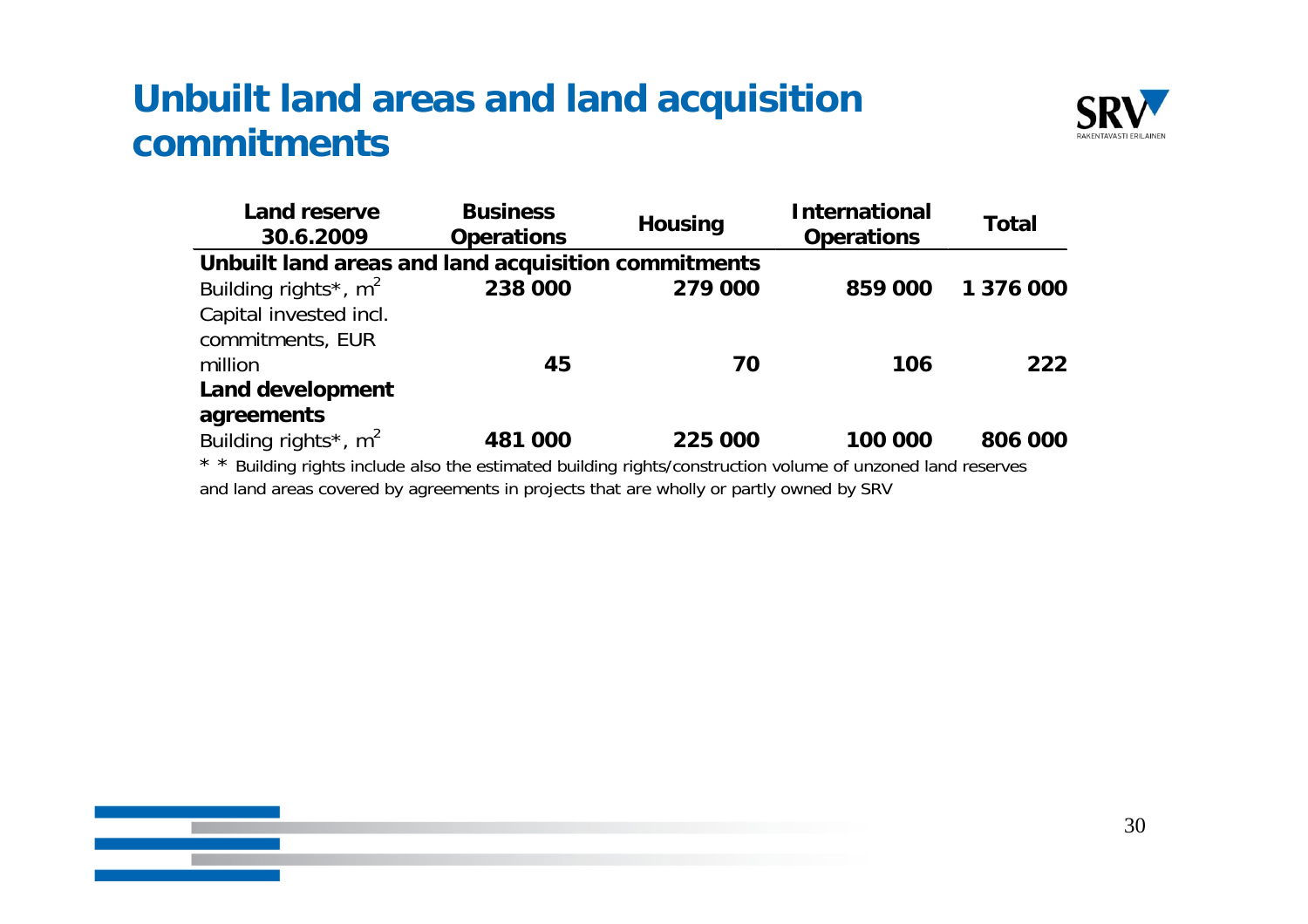# Unbuilt land areas and land acquisition commitments

| Land reserve 30.6.2009 | Business Operations | Housing | International Operations | Total |
|---|---|---|---|---|
| **Unbuilt land areas and land acquisition commitments** | | | | |
| Building rights*, $m^2$ | **238 000** | **279 000** | **859 000** | **1 376 000** |
| Capital invested incl. commitments, EUR million | **45** | **70** | **106** | **222** |
| **Land development agreements** | | | | |
| Building rights*, $m^2$ | **481 000** | **225 000** | **100 000** | **806 000** |

* * Building rights include also the estimated building rights/construction volume of unzoned land reserves and land areas covered by agreements in projects that are wholly or partly owned by SRV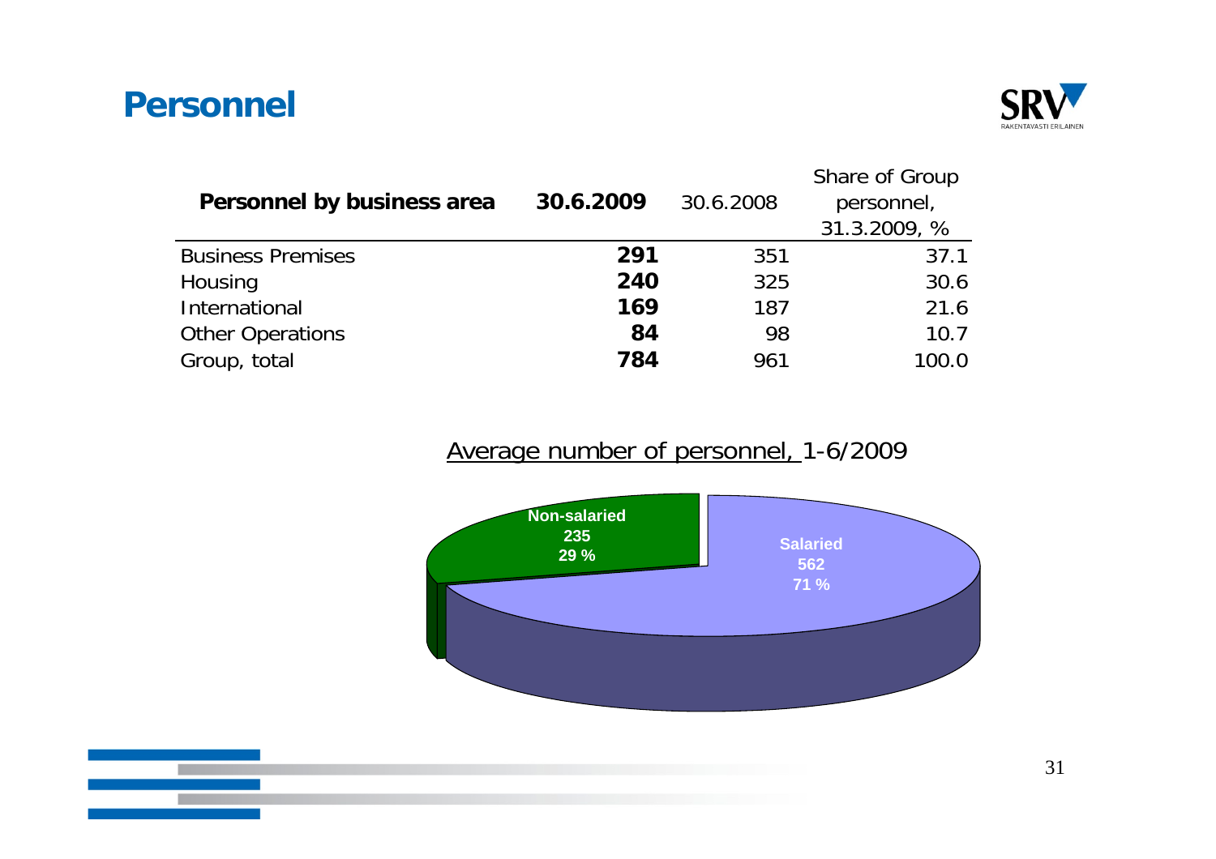# Personnel

| Personnel by business area | 30.6.2009 | 30.6.2008 | Share of Group personnel, 31.3.2009, % |
|---|---|---|---|
| Business Premises | **291** | 351 | 37.1 |
| Housing | **240** | 325 | 30.6 |
| International | **169** | 187 | 21.6 |
| Other Operations | **84** | 98 | 10.7 |
| Group, total | **784** | 961 | 100.0 |

Average number of personnel, 1-6/2009

| | Number | % |
|---|---|---|
| Non-salaried | 235 | 29 % |
| Salaried | 562 | 71 % |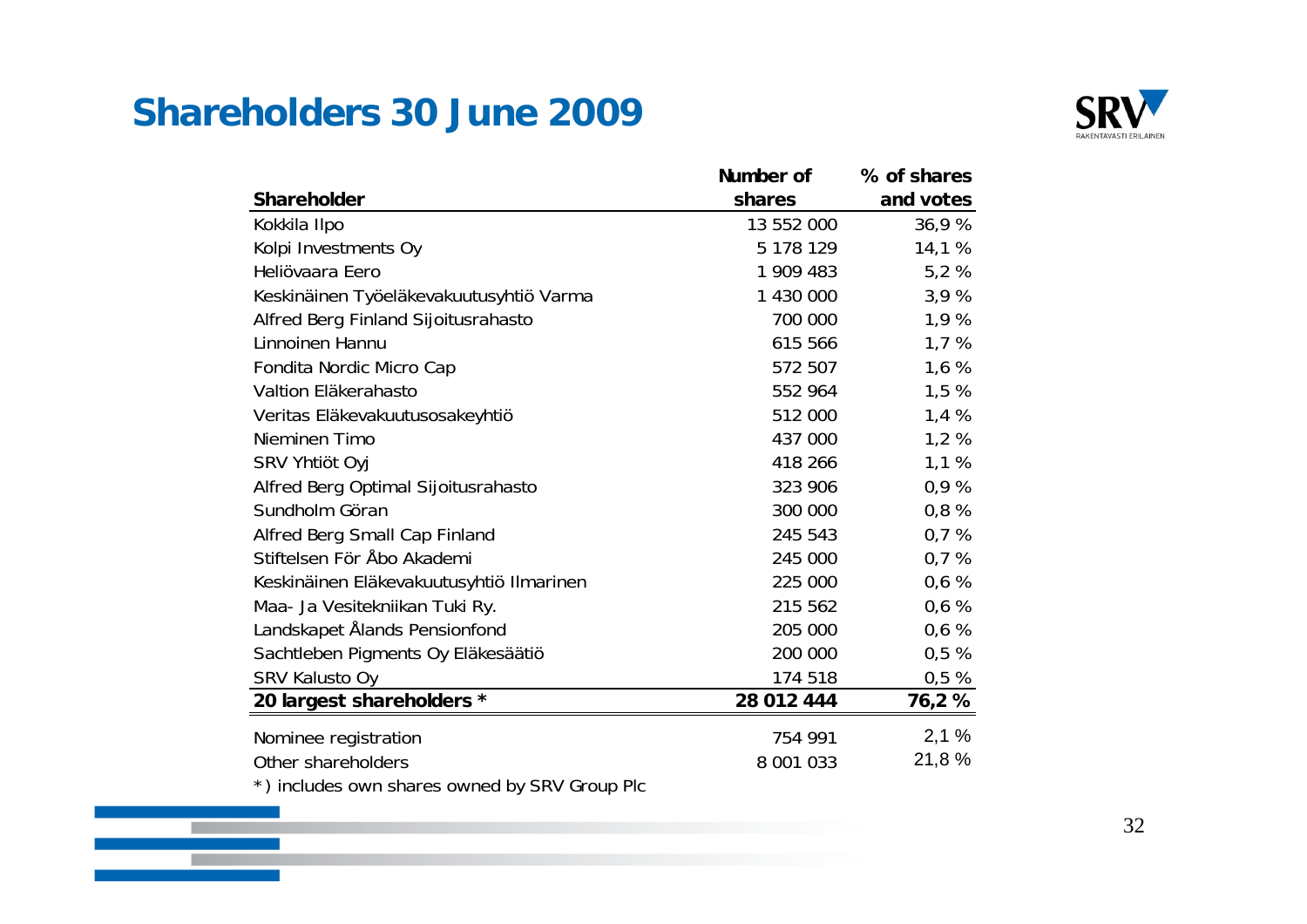# Shareholders 30 June 2009

| Shareholder | Number of shares | % of shares and votes |
|---|---|---|
| Kokkila Ilpo | 13 552 000 | 36,9 % |
| Kolpi Investments Oy | 5 178 129 | 14,1 % |
| Heliövaara Eero | 1 909 483 | 5,2 % |
| Keskinäinen Työeläkevakuutusyhtiö Varma | 1 430 000 | 3,9 % |
| Alfred Berg Finland Sijoitusrahasto | 700 000 | 1,9 % |
| Linnoinen Hannu | 615 566 | 1,7 % |
| Fondita Nordic Micro Cap | 572 507 | 1,6 % |
| Valtion Eläkerahasto | 552 964 | 1,5 % |
| Veritas Eläkevakuutusosakeyhtiö | 512 000 | 1,4 % |
| Nieminen Timo | 437 000 | 1,2 % |
| SRV Yhtiöt Oyj | 418 266 | 1,1 % |
| Alfred Berg Optimal Sijoitusrahasto | 323 906 | 0,9 % |
| Sundholm Göran | 300 000 | 0,8 % |
| Alfred Berg Small Cap Finland | 245 543 | 0,7 % |
| Stiftelsen För Åbo Akademi | 245 000 | 0,7 % |
| Keskinäinen Eläkevakuutusyhtiö Ilmarinen | 225 000 | 0,6 % |
| Maa- Ja Vesitekniikan Tuki Ry. | 215 562 | 0,6 % |
| Landskapet Ålands Pensionfond | 205 000 | 0,6 % |
| Sachtleben Pigments Oy Eläkesäätiö | 200 000 | 0,5 % |
| SRV Kalusto Oy | 174 518 | 0,5 % |
| **20 largest shareholders *** | **28 012 444** | **76,2 %** |
| Nominee registration | 754 991 | 2,1 % |
| Other shareholders | 8 001 033 | 21,8 % |

*) includes own shares owned by SRV Group Plc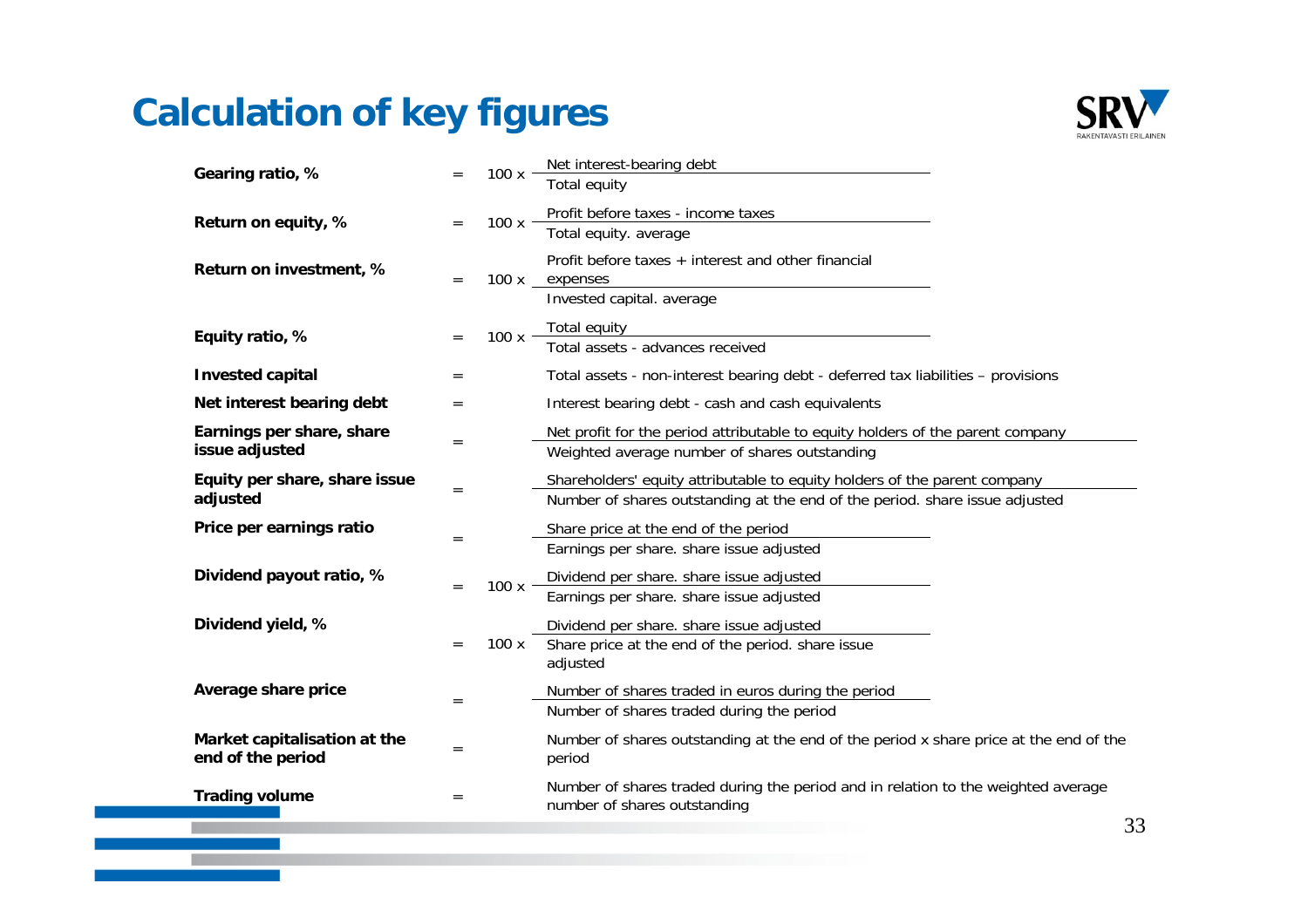# Calculation of key figures

**Gearing ratio, %** = 100 x $\frac{\text{Net interest-bearing debt}}{\text{Total equity}}$

**Return on equity, %** = 100 x $\frac{\text{Profit before taxes - income taxes}}{\text{Total equity. average}}$

**Return on investment, %** = 100 x $\frac{\text{Profit before taxes + interest and other financial expenses}}{\text{Invested capital. average}}$

**Equity ratio, %** = 100 x $\frac{\text{Total equity}}{\text{Total assets - advances received}}$

**Invested capital** = Total assets - non-interest bearing debt - deferred tax liabilities – provisions

**Net interest bearing debt** = Interest bearing debt - cash and cash equivalents

**Earnings per share, share issue adjusted** = $\frac{\text{Net profit for the period attributable to equity holders of the parent company}}{\text{Weighted average number of shares outstanding}}$

**Equity per share, share issue adjusted** = $\frac{\text{Shareholders' equity attributable to equity holders of the parent company}}{\text{Number of shares outstanding at the end of the period. share issue adjusted}}$

**Price per earnings ratio** = $\frac{\text{Share price at the end of the period}}{\text{Earnings per share. share issue adjusted}}$

**Dividend payout ratio, %** = 100 x $\frac{\text{Dividend per share. share issue adjusted}}{\text{Earnings per share. share issue adjusted}}$

**Dividend yield, %** = 100 x $\frac{\text{Dividend per share. share issue adjusted}}{\text{Share price at the end of the period. share issue adjusted}}$

**Average share price** = $\frac{\text{Number of shares traded in euros during the period}}{\text{Number of shares traded during the period}}$

**Market capitalisation at the end of the period** = Number of shares outstanding at the end of the period x share price at the end of the period

**Trading volume** = Number of shares traded during the period and in relation to the weighted average number of shares outstanding